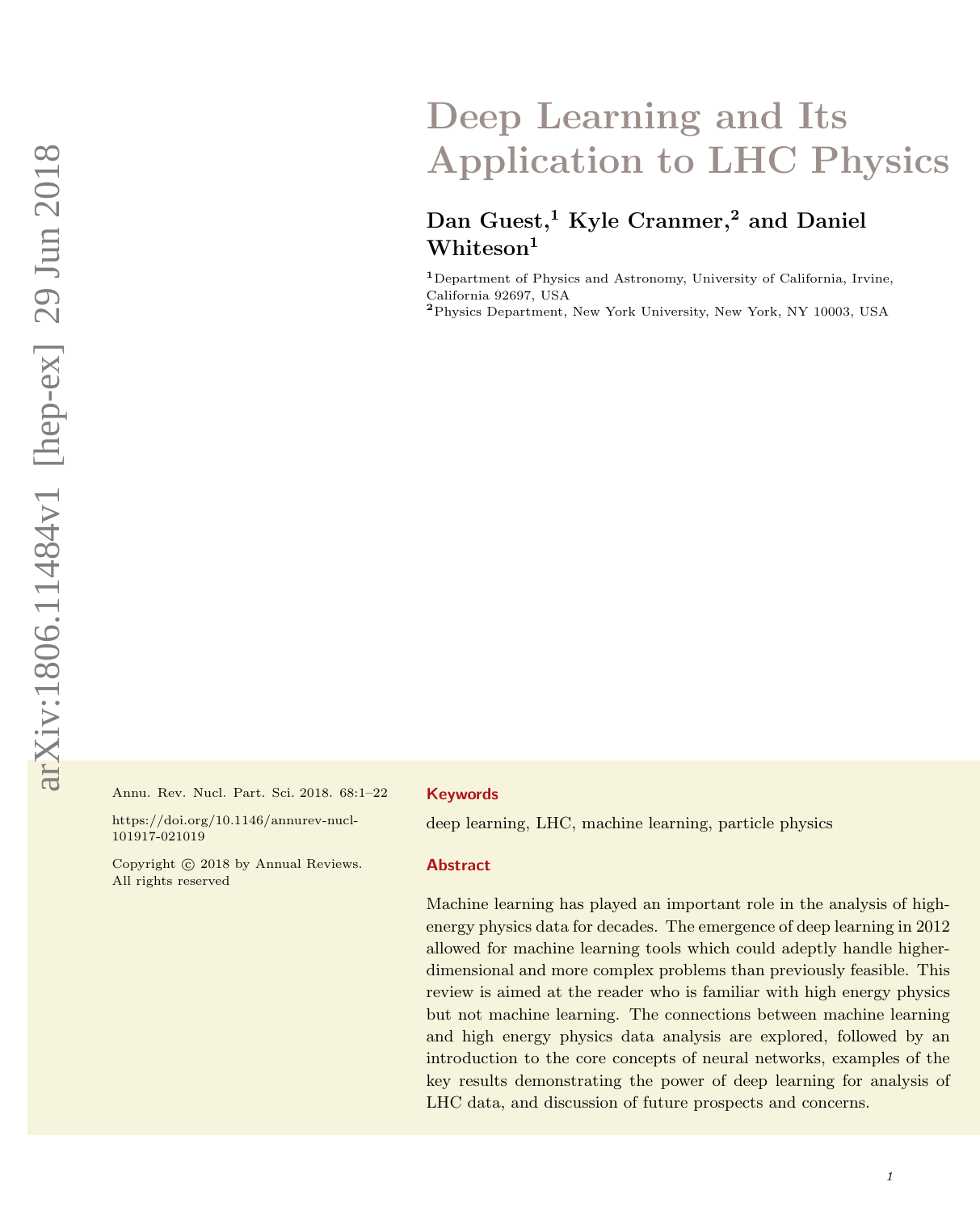# Deep Learning and Its Application to LHC Physics

**Dan Guest,[1] Kyle Cranmer,[2] and Daniel Whiteson[1]**

[1]Department of Physics and Astronomy, University of California, Irvine, California 92697, USA

[2]Physics Department, New York University, New York, NY 10003, USA

Annu. Rev. Nucl. Part. Sci. 2018. 68:1–22

https://doi.org/10.1146/annurev-nucl-101917-021019

Copyright © 2018 by Annual Reviews. All rights reserved

**Keywords**

deep learning, LHC, machine learning, particle physics

**Abstract**

Machine learning has played an important role in the analysis of high-energy physics data for decades. The emergence of deep learning in 2012 allowed for machine learning tools which could adeptly handle higher-dimensional and more complex problems than previously feasible. This review is aimed at the reader who is familiar with high energy physics but not machine learning. The connections between machine learning and high energy physics data analysis are explored, followed by an introduction to the core concepts of neural networks, examples of the key results demonstrating the power of deep learning for analysis of LHC data, and discussion of future prospects and concerns.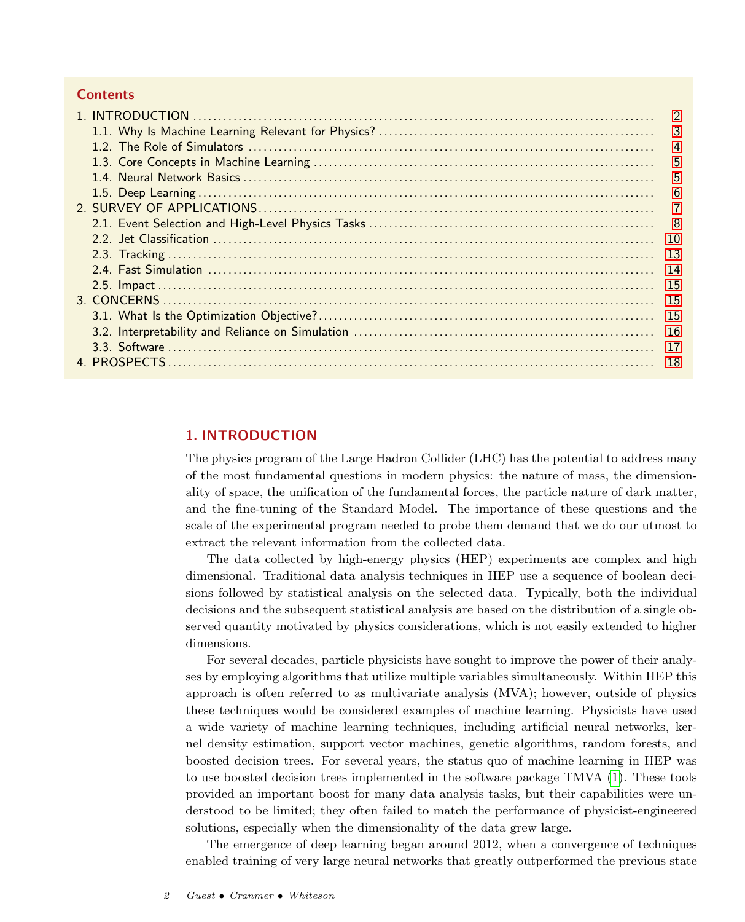**Contents**

1. INTRODUCTION ..... 2
   1.1. Why Is Machine Learning Relevant for Physics? ..... 3
   1.2. The Role of Simulators ..... 4
   1.3. Core Concepts in Machine Learning ..... 5
   1.4. Neural Network Basics ..... 5
   1.5. Deep Learning ..... 6
2. SURVEY OF APPLICATIONS ..... 7
   2.1. Event Selection and High-Level Physics Tasks ..... 8
   2.2. Jet Classification ..... 10
   2.3. Tracking ..... 13
   2.4. Fast Simulation ..... 14
   2.5. Impact ..... 15
3. CONCERNS ..... 15
   3.1. What Is the Optimization Objective? ..... 15
   3.2. Interpretability and Reliance on Simulation ..... 16
   3.3. Software ..... 17
4. PROSPECTS ..... 18

# 1. INTRODUCTION

The physics program of the Large Hadron Collider (LHC) has the potential to address many of the most fundamental questions in modern physics: the nature of mass, the dimensionality of space, the unification of the fundamental forces, the particle nature of dark matter, and the fine-tuning of the Standard Model. The importance of these questions and the scale of the experimental program needed to probe them demand that we do our utmost to extract the relevant information from the collected data.

The data collected by high-energy physics (HEP) experiments are complex and high dimensional. Traditional data analysis techniques in HEP use a sequence of boolean decisions followed by statistical analysis on the selected data. Typically, both the individual decisions and the subsequent statistical analysis are based on the distribution of a single observed quantity motivated by physics considerations, which is not easily extended to higher dimensions.

For several decades, particle physicists have sought to improve the power of their analyses by employing algorithms that utilize multiple variables simultaneously. Within HEP this approach is often referred to as multivariate analysis (MVA); however, outside of physics these techniques would be considered examples of machine learning. Physicists have used a wide variety of machine learning techniques, including artificial neural networks, kernel density estimation, support vector machines, genetic algorithms, random forests, and boosted decision trees. For several years, the status quo of machine learning in HEP was to use boosted decision trees implemented in the software package TMVA (1). These tools provided an important boost for many data analysis tasks, but their capabilities were understood to be limited; they often failed to match the performance of physicist-engineered solutions, especially when the dimensionality of the data grew large.

The emergence of deep learning began around 2012, when a convergence of techniques enabled training of very large neural networks that greatly outperformed the previous state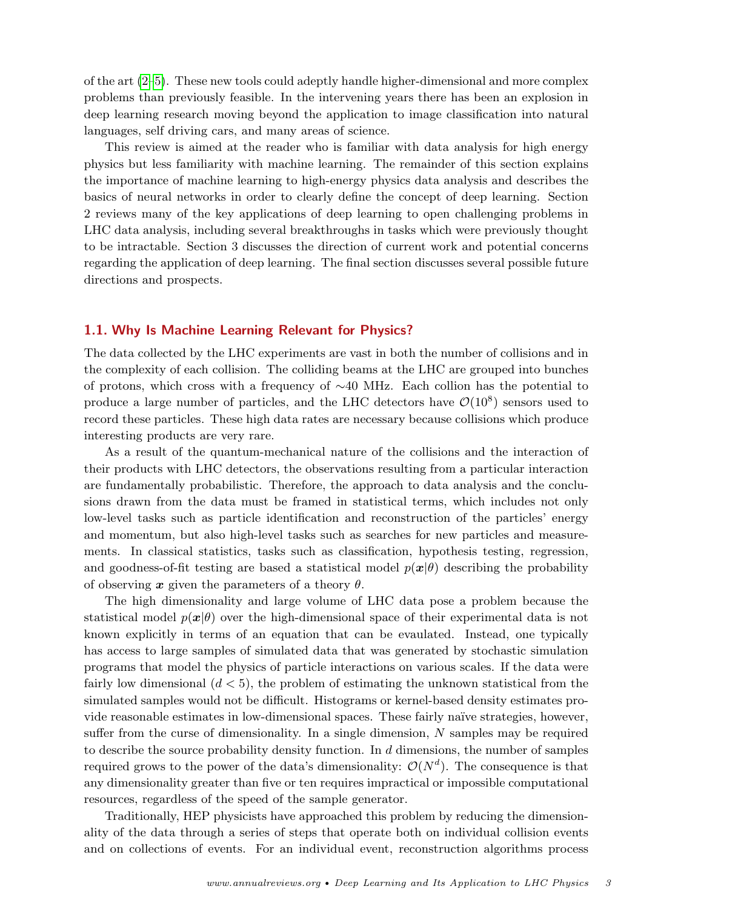of the art (2–5). These new tools could adeptly handle higher-dimensional and more complex problems than previously feasible. In the intervening years there has been an explosion in deep learning research moving beyond the application to image classification into natural languages, self driving cars, and many areas of science.

This review is aimed at the reader who is familiar with data analysis for high energy physics but less familiarity with machine learning. The remainder of this section explains the importance of machine learning to high-energy physics data analysis and describes the basics of neural networks in order to clearly define the concept of deep learning. Section 2 reviews many of the key applications of deep learning to open challenging problems in LHC data analysis, including several breakthroughs in tasks which were previously thought to be intractable. Section 3 discusses the direction of current work and potential concerns regarding the application of deep learning. The final section discusses several possible future directions and prospects.

## 1.1. Why Is Machine Learning Relevant for Physics?

The data collected by the LHC experiments are vast in both the number of collisions and in the complexity of each collision. The colliding beams at the LHC are grouped into bunches of protons, which cross with a frequency of ∼40 MHz. Each collion has the potential to produce a large number of particles, and the LHC detectors have $\mathcal{O}(10^8)$ sensors used to record these particles. These high data rates are necessary because collisions which produce interesting products are very rare.

As a result of the quantum-mechanical nature of the collisions and the interaction of their products with LHC detectors, the observations resulting from a particular interaction are fundamentally probabilistic. Therefore, the approach to data analysis and the conclusions drawn from the data must be framed in statistical terms, which includes not only low-level tasks such as particle identification and reconstruction of the particles' energy and momentum, but also high-level tasks such as searches for new particles and measurements. In classical statistics, tasks such as classification, hypothesis testing, regression, and goodness-of-fit testing are based a statistical model $p(\boldsymbol{x}|\theta)$ describing the probability of observing $\boldsymbol{x}$ given the parameters of a theory $\theta$.

The high dimensionality and large volume of LHC data pose a problem because the statistical model $p(\boldsymbol{x}|\theta)$ over the high-dimensional space of their experimental data is not known explicitly in terms of an equation that can be evaulated. Instead, one typically has access to large samples of simulated data that was generated by stochastic simulation programs that model the physics of particle interactions on various scales. If the data were fairly low dimensional ($d < 5$), the problem of estimating the unknown statistical from the simulated samples would not be difficult. Histograms or kernel-based density estimates provide reasonable estimates in low-dimensional spaces. These fairly naïve strategies, however, suffer from the curse of dimensionality. In a single dimension, $N$ samples may be required to describe the source probability density function. In $d$ dimensions, the number of samples required grows to the power of the data's dimensionality: $\mathcal{O}(N^d)$. The consequence is that any dimensionality greater than five or ten requires impractical or impossible computational resources, regardless of the speed of the sample generator.

Traditionally, HEP physicists have approached this problem by reducing the dimensionality of the data through a series of steps that operate both on individual collision events and on collections of events. For an individual event, reconstruction algorithms process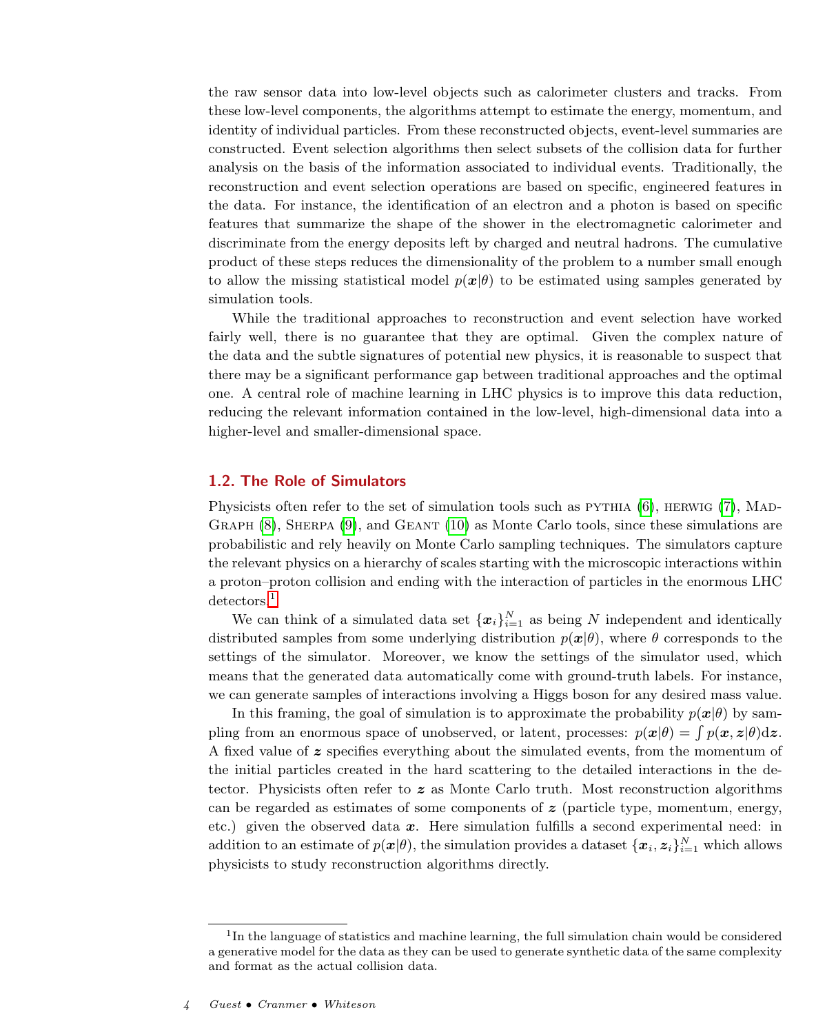the raw sensor data into low-level objects such as calorimeter clusters and tracks. From these low-level components, the algorithms attempt to estimate the energy, momentum, and identity of individual particles. From these reconstructed objects, event-level summaries are constructed. Event selection algorithms then select subsets of the collision data for further analysis on the basis of the information associated to individual events. Traditionally, the reconstruction and event selection operations are based on specific, engineered features in the data. For instance, the identification of an electron and a photon is based on specific features that summarize the shape of the shower in the electromagnetic calorimeter and discriminate from the energy deposits left by charged and neutral hadrons. The cumulative product of these steps reduces the dimensionality of the problem to a number small enough to allow the missing statistical model $p(\boldsymbol{x}|\theta)$ to be estimated using samples generated by simulation tools.

While the traditional approaches to reconstruction and event selection have worked fairly well, there is no guarantee that they are optimal. Given the complex nature of the data and the subtle signatures of potential new physics, it is reasonable to suspect that there may be a significant performance gap between traditional approaches and the optimal one. A central role of machine learning in LHC physics is to improve this data reduction, reducing the relevant information contained in the low-level, high-dimensional data into a higher-level and smaller-dimensional space.

## 1.2. The Role of Simulators

Physicists often refer to the set of simulation tools such as PYTHIA (6), HERWIG (7), MADGRAPH (8), SHERPA (9), and GEANT (10) as Monte Carlo tools, since these simulations are probabilistic and rely heavily on Monte Carlo sampling techniques. The simulators capture the relevant physics on a hierarchy of scales starting with the microscopic interactions within a proton–proton collision and ending with the interaction of particles in the enormous LHC detectors.[1]

We can think of a simulated data set $\{\boldsymbol{x}_i\}_{i=1}^N$ as being $N$ independent and identically distributed samples from some underlying distribution $p(\boldsymbol{x}|\theta)$, where $\theta$ corresponds to the settings of the simulator. Moreover, we know the settings of the simulator used, which means that the generated data automatically come with ground-truth labels. For instance, we can generate samples of interactions involving a Higgs boson for any desired mass value.

In this framing, the goal of simulation is to approximate the probability $p(\boldsymbol{x}|\theta)$ by sampling from an enormous space of unobserved, or latent, processes: $p(\boldsymbol{x}|\theta) = \int p(\boldsymbol{x}, \boldsymbol{z}|\theta)\mathrm{d}\boldsymbol{z}$. A fixed value of $\boldsymbol{z}$ specifies everything about the simulated events, from the momentum of the initial particles created in the hard scattering to the detailed interactions in the detector. Physicists often refer to $\boldsymbol{z}$ as Monte Carlo truth. Most reconstruction algorithms can be regarded as estimates of some components of $\boldsymbol{z}$ (particle type, momentum, energy, etc.) given the observed data $\boldsymbol{x}$. Here simulation fulfills a second experimental need: in addition to an estimate of $p(\boldsymbol{x}|\theta)$, the simulation provides a dataset $\{\boldsymbol{x}_i, \boldsymbol{z}_i\}_{i=1}^N$ which allows physicists to study reconstruction algorithms directly.

[1] In the language of statistics and machine learning, the full simulation chain would be considered a generative model for the data as they can be used to generate synthetic data of the same complexity and format as the actual collision data.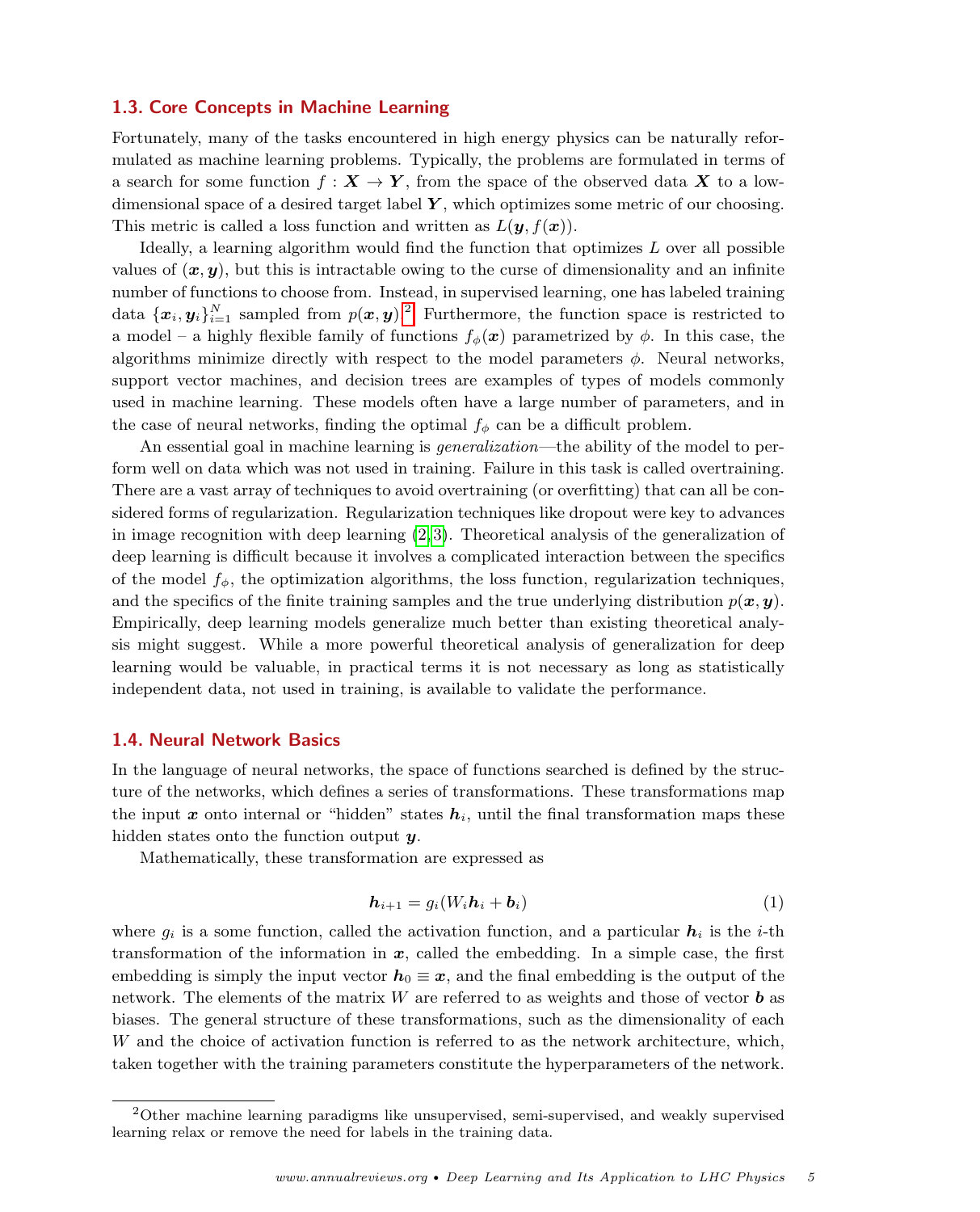### 1.3. Core Concepts in Machine Learning

Fortunately, many of the tasks encountered in high energy physics can be naturally reformulated as machine learning problems. Typically, the problems are formulated in terms of a search for some function $f : \boldsymbol{X} \to \boldsymbol{Y}$, from the space of the observed data $\boldsymbol{X}$ to a low-dimensional space of a desired target label $\boldsymbol{Y}$, which optimizes some metric of our choosing. This metric is called a loss function and written as $L(\boldsymbol{y}, f(\boldsymbol{x}))$.

Ideally, a learning algorithm would find the function that optimizes $L$ over all possible values of $(\boldsymbol{x}, \boldsymbol{y})$, but this is intractable owing to the curse of dimensionality and an infinite number of functions to choose from. Instead, in supervised learning, one has labeled training data $\{\boldsymbol{x}_i, \boldsymbol{y}_i\}_{i=1}^{N}$ sampled from $p(\boldsymbol{x}, \boldsymbol{y})$.[2] Furthermore, the function space is restricted to a model – a highly flexible family of functions $f_\phi(\boldsymbol{x})$ parametrized by $\phi$. In this case, the algorithms minimize directly with respect to the model parameters $\phi$. Neural networks, support vector machines, and decision trees are examples of types of models commonly used in machine learning. These models often have a large number of parameters, and in the case of neural networks, finding the optimal $f_\phi$ can be a difficult problem.

An essential goal in machine learning is *generalization*—the ability of the model to perform well on data which was not used in training. Failure in this task is called overtraining. There are a vast array of techniques to avoid overtraining (or overfitting) that can all be considered forms of regularization. Regularization techniques like dropout were key to advances in image recognition with deep learning (2, 3). Theoretical analysis of the generalization of deep learning is difficult because it involves a complicated interaction between the specifics of the model $f_\phi$, the optimization algorithms, the loss function, regularization techniques, and the specifics of the finite training samples and the true underlying distribution $p(\boldsymbol{x}, \boldsymbol{y})$. Empirically, deep learning models generalize much better than existing theoretical analysis might suggest. While a more powerful theoretical analysis of generalization for deep learning would be valuable, in practical terms it is not necessary as long as statistically independent data, not used in training, is available to validate the performance.

### 1.4. Neural Network Basics

In the language of neural networks, the space of functions searched is defined by the structure of the networks, which defines a series of transformations. These transformations map the input $\boldsymbol{x}$ onto internal or "hidden" states $\boldsymbol{h}_i$, until the final transformation maps these hidden states onto the function output $\boldsymbol{y}$.

Mathematically, these transformation are expressed as

$$\boldsymbol{h}_{i+1} = g_i(W_i \boldsymbol{h}_i + \boldsymbol{b}_i) \tag{1}$$

where $g_i$ is a some function, called the activation function, and a particular $\boldsymbol{h}_i$ is the $i$-th transformation of the information in $\boldsymbol{x}$, called the embedding. In a simple case, the first embedding is simply the input vector $\boldsymbol{h}_0 \equiv \boldsymbol{x}$, and the final embedding is the output of the network. The elements of the matrix $W$ are referred to as weights and those of vector $\boldsymbol{b}$ as biases. The general structure of these transformations, such as the dimensionality of each $W$ and the choice of activation function is referred to as the network architecture, which, taken together with the training parameters constitute the hyperparameters of the network.

[2] Other machine learning paradigms like unsupervised, semi-supervised, and weakly supervised learning relax or remove the need for labels in the training data.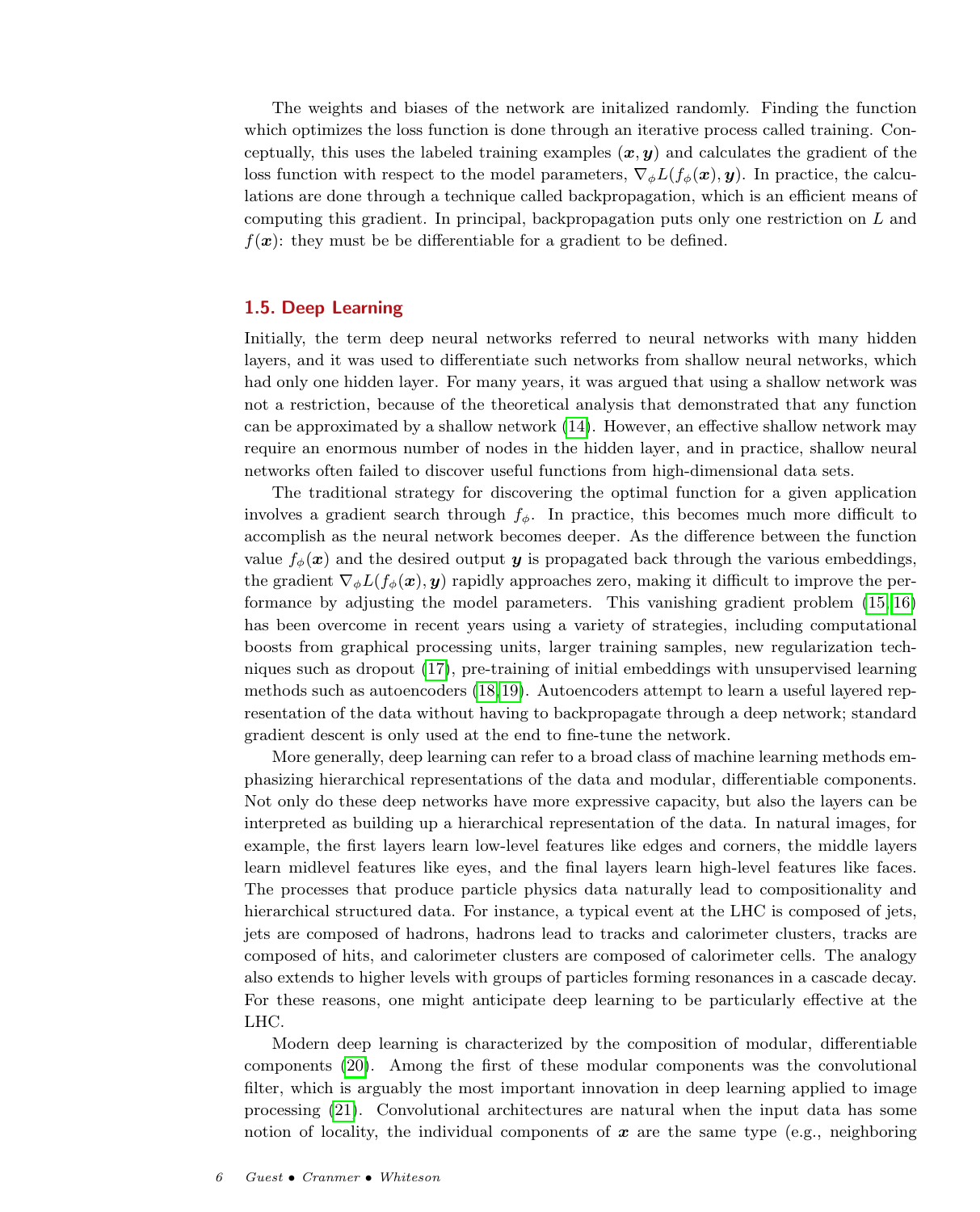The weights and biases of the network are initalized randomly. Finding the function which optimizes the loss function is done through an iterative process called training. Conceptually, this uses the labeled training examples $(\boldsymbol{x}, \boldsymbol{y})$ and calculates the gradient of the loss function with respect to the model parameters, $\nabla_\phi L(f_\phi(\boldsymbol{x}), \boldsymbol{y})$. In practice, the calculations are done through a technique called backpropagation, which is an efficient means of computing this gradient. In principal, backpropagation puts only one restriction on $L$ and $f(\boldsymbol{x})$: they must be be differentiable for a gradient to be defined.

## 1.5. Deep Learning

Initially, the term deep neural networks referred to neural networks with many hidden layers, and it was used to differentiate such networks from shallow neural networks, which had only one hidden layer. For many years, it was argued that using a shallow network was not a restriction, because of the theoretical analysis that demonstrated that any function can be approximated by a shallow network (14). However, an effective shallow network may require an enormous number of nodes in the hidden layer, and in practice, shallow neural networks often failed to discover useful functions from high-dimensional data sets.

The traditional strategy for discovering the optimal function for a given application involves a gradient search through $f_\phi$. In practice, this becomes much more difficult to accomplish as the neural network becomes deeper. As the difference between the function value $f_\phi(\boldsymbol{x})$ and the desired output $\boldsymbol{y}$ is propagated back through the various embeddings, the gradient $\nabla_\phi L(f_\phi(\boldsymbol{x}), \boldsymbol{y})$ rapidly approaches zero, making it difficult to improve the performance by adjusting the model parameters. This vanishing gradient problem (15, 16) has been overcome in recent years using a variety of strategies, including computational boosts from graphical processing units, larger training samples, new regularization techniques such as dropout (17), pre-training of initial embeddings with unsupervised learning methods such as autoencoders (18, 19). Autoencoders attempt to learn a useful layered representation of the data without having to backpropagate through a deep network; standard gradient descent is only used at the end to fine-tune the network.

More generally, deep learning can refer to a broad class of machine learning methods emphasizing hierarchical representations of the data and modular, differentiable components. Not only do these deep networks have more expressive capacity, but also the layers can be interpreted as building up a hierarchical representation of the data. In natural images, for example, the first layers learn low-level features like edges and corners, the middle layers learn midlevel features like eyes, and the final layers learn high-level features like faces. The processes that produce particle physics data naturally lead to compositionality and hierarchical structured data. For instance, a typical event at the LHC is composed of jets, jets are composed of hadrons, hadrons lead to tracks and calorimeter clusters, tracks are composed of hits, and calorimeter clusters are composed of calorimeter cells. The analogy also extends to higher levels with groups of particles forming resonances in a cascade decay. For these reasons, one might anticipate deep learning to be particularly effective at the LHC.

Modern deep learning is characterized by the composition of modular, differentiable components (20). Among the first of these modular components was the convolutional filter, which is arguably the most important innovation in deep learning applied to image processing (21). Convolutional architectures are natural when the input data has some notion of locality, the individual components of $\boldsymbol{x}$ are the same type (e.g., neighboring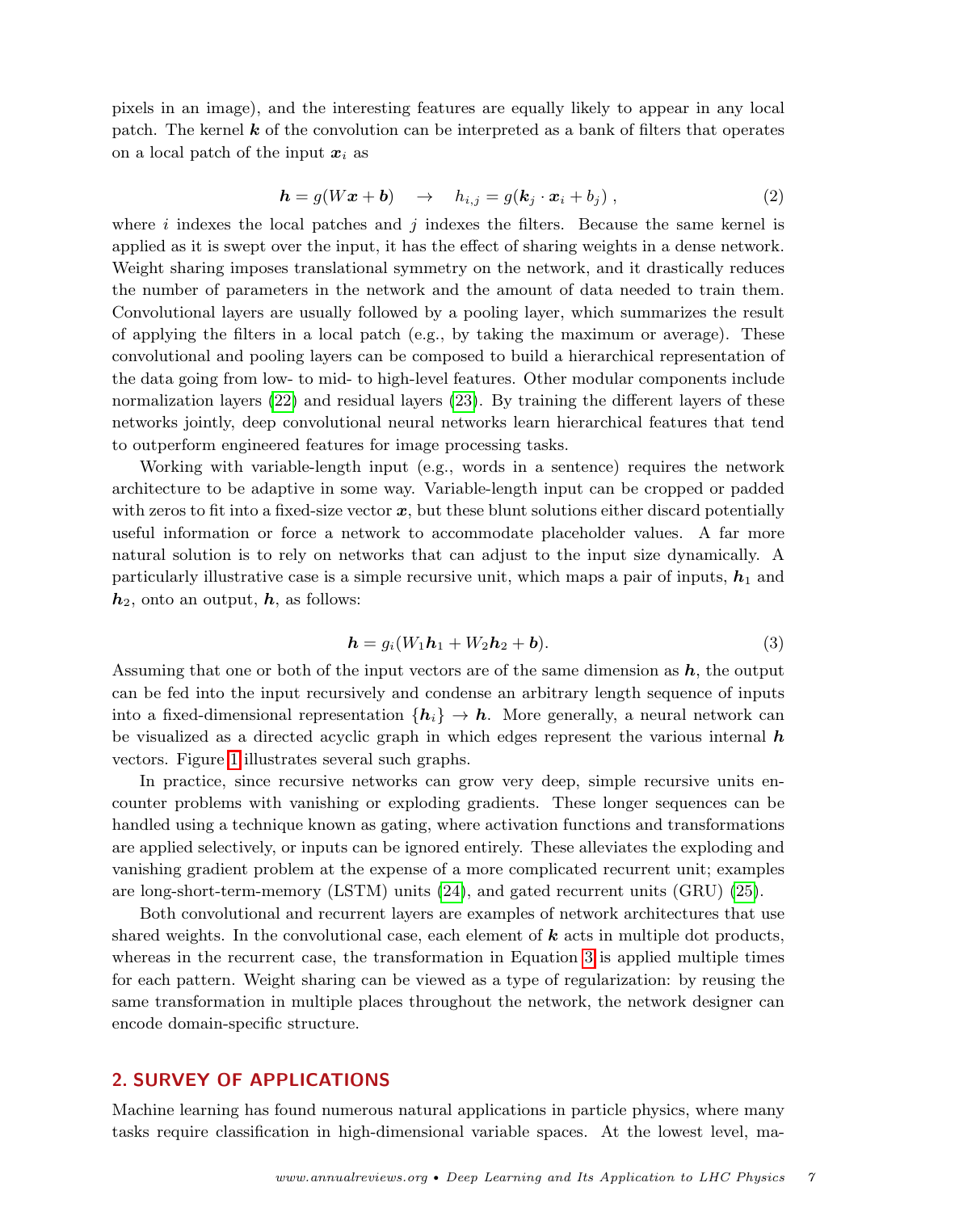pixels in an image), and the interesting features are equally likely to appear in any local patch. The kernel $\boldsymbol{k}$ of the convolution can be interpreted as a bank of filters that operates on a local patch of the input $\boldsymbol{x}_i$ as

$$\boldsymbol{h} = g(W\boldsymbol{x} + \boldsymbol{b}) \quad \rightarrow \quad h_{i,j} = g(\boldsymbol{k}_j \cdot \boldsymbol{x}_i + b_j) \; , \tag{2}$$

where $i$ indexes the local patches and $j$ indexes the filters. Because the same kernel is applied as it is swept over the input, it has the effect of sharing weights in a dense network. Weight sharing imposes translational symmetry on the network, and it drastically reduces the number of parameters in the network and the amount of data needed to train them. Convolutional layers are usually followed by a pooling layer, which summarizes the result of applying the filters in a local patch (e.g., by taking the maximum or average). These convolutional and pooling layers can be composed to build a hierarchical representation of the data going from low- to mid- to high-level features. Other modular components include normalization layers (22) and residual layers (23). By training the different layers of these networks jointly, deep convolutional neural networks learn hierarchical features that tend to outperform engineered features for image processing tasks.

Working with variable-length input (e.g., words in a sentence) requires the network architecture to be adaptive in some way. Variable-length input can be cropped or padded with zeros to fit into a fixed-size vector $\boldsymbol{x}$, but these blunt solutions either discard potentially useful information or force a network to accommodate placeholder values. A far more natural solution is to rely on networks that can adjust to the input size dynamically. A particularly illustrative case is a simple recursive unit, which maps a pair of inputs, $\boldsymbol{h}_1$ and $\boldsymbol{h}_2$, onto an output, $\boldsymbol{h}$, as follows:

$$\boldsymbol{h} = g_i(W_1\boldsymbol{h}_1 + W_2\boldsymbol{h}_2 + \boldsymbol{b}). \tag{3}$$

Assuming that one or both of the input vectors are of the same dimension as $\boldsymbol{h}$, the output can be fed into the input recursively and condense an arbitrary length sequence of inputs into a fixed-dimensional representation $\{\boldsymbol{h}_i\} \rightarrow \boldsymbol{h}$. More generally, a neural network can be visualized as a directed acyclic graph in which edges represent the various internal $\boldsymbol{h}$ vectors. Figure 1 illustrates several such graphs.

In practice, since recursive networks can grow very deep, simple recursive units encounter problems with vanishing or exploding gradients. These longer sequences can be handled using a technique known as gating, where activation functions and transformations are applied selectively, or inputs can be ignored entirely. These alleviates the exploding and vanishing gradient problem at the expense of a more complicated recurrent unit; examples are long-short-term-memory (LSTM) units (24), and gated recurrent units (GRU) (25).

Both convolutional and recurrent layers are examples of network architectures that use shared weights. In the convolutional case, each element of $\boldsymbol{k}$ acts in multiple dot products, whereas in the recurrent case, the transformation in Equation 3 is applied multiple times for each pattern. Weight sharing can be viewed as a type of regularization: by reusing the same transformation in multiple places throughout the network, the network designer can encode domain-specific structure.

## 2. SURVEY OF APPLICATIONS

Machine learning has found numerous natural applications in particle physics, where many tasks require classification in high-dimensional variable spaces. At the lowest level, ma-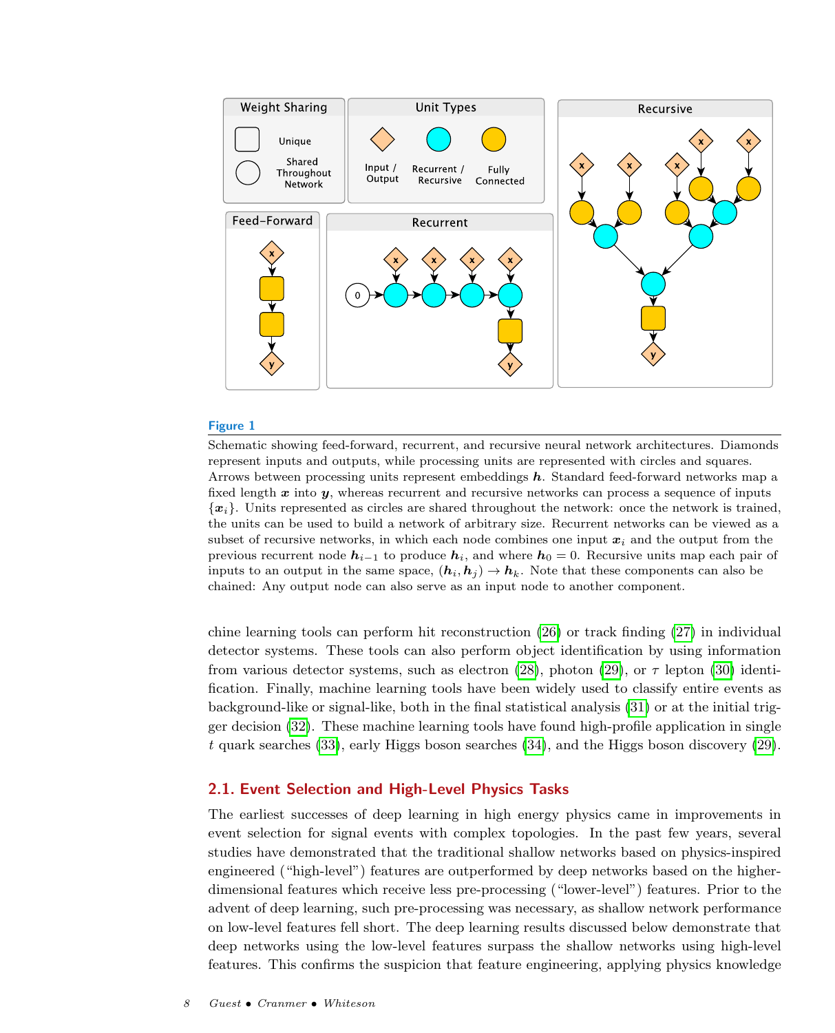**Figure 1**

Schematic showing feed-forward, recurrent, and recursive neural network architectures. Diamonds represent inputs and outputs, while processing units are represented with circles and squares. Arrows between processing units represent embeddings $\boldsymbol{h}$. Standard feed-forward networks map a fixed length $\boldsymbol{x}$ into $\boldsymbol{y}$, whereas recurrent and recursive networks can process a sequence of inputs $\{\boldsymbol{x}_i\}$. Units represented as circles are shared throughout the network: once the network is trained, the units can be used to build a network of arbitrary size. Recurrent networks can be viewed as a subset of recursive networks, in which each node combines one input $\boldsymbol{x}_i$ and the output from the previous recurrent node $\boldsymbol{h}_{i-1}$ to produce $\boldsymbol{h}_i$, and where $\boldsymbol{h}_0 = 0$. Recursive units map each pair of inputs to an output in the same space, $(\boldsymbol{h}_i, \boldsymbol{h}_j) \to \boldsymbol{h}_k$. Note that these components can also be chained: Any output node can also serve as an input node to another component.

chine learning tools can perform hit reconstruction (26) or track finding (27) in individual detector systems. These tools can also perform object identification by using information from various detector systems, such as electron (28), photon (29), or $\tau$ lepton (30) identification. Finally, machine learning tools have been widely used to classify entire events as background-like or signal-like, both in the final statistical analysis (31) or at the initial trigger decision (32). These machine learning tools have found high-profile application in single $t$ quark searches (33), early Higgs boson searches (34), and the Higgs boson discovery (29).

## 2.1. Event Selection and High-Level Physics Tasks

The earliest successes of deep learning in high energy physics came in improvements in event selection for signal events with complex topologies. In the past few years, several studies have demonstrated that the traditional shallow networks based on physics-inspired engineered ("high-level") features are outperformed by deep networks based on the higher-dimensional features which receive less pre-processing ("lower-level") features. Prior to the advent of deep learning, such pre-processing was necessary, as shallow network performance on low-level features fell short. The deep learning results discussed below demonstrate that deep networks using the low-level features surpass the shallow networks using high-level features. This confirms the suspicion that feature engineering, applying physics knowledge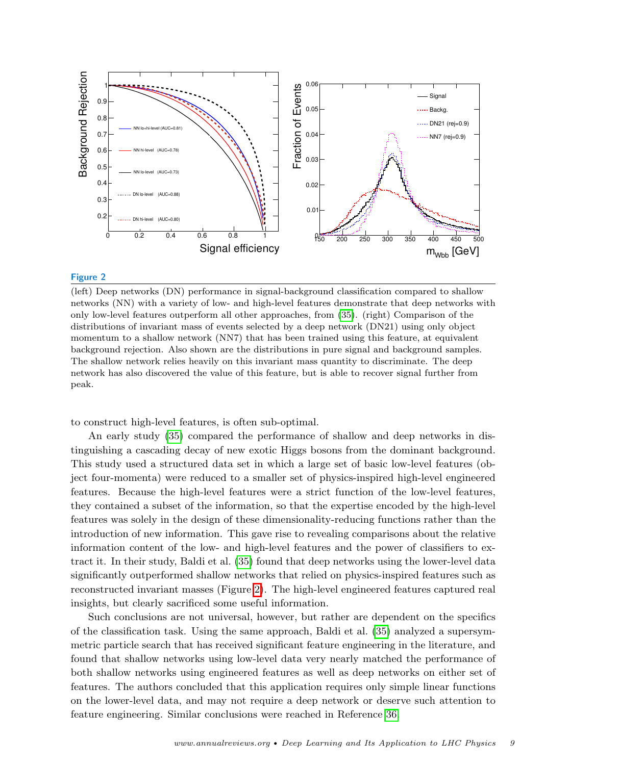**Figure 2**

(left) Deep networks (DN) performance in signal-background classification compared to shallow networks (NN) with a variety of low- and high-level features demonstrate that deep networks with only low-level features outperform all other approaches, from (35). (right) Comparison of the distributions of invariant mass of events selected by a deep network (DN21) using only object momentum to a shallow network (NN7) that has been trained using this feature, at equivalent background rejection. Also shown are the distributions in pure signal and background samples. The shallow network relies heavily on this invariant mass quantity to discriminate. The deep network has also discovered the value of this feature, but is able to recover signal further from peak.

to construct high-level features, is often sub-optimal.

An early study (35) compared the performance of shallow and deep networks in distinguishing a cascading decay of new exotic Higgs bosons from the dominant background. This study used a structured data set in which a large set of basic low-level features (object four-momenta) were reduced to a smaller set of physics-inspired high-level engineered features. Because the high-level features were a strict function of the low-level features, they contained a subset of the information, so that the expertise encoded by the high-level features was solely in the design of these dimensionality-reducing functions rather than the introduction of new information. This gave rise to revealing comparisons about the relative information content of the low- and high-level features and the power of classifiers to extract it. In their study, Baldi et al. (35) found that deep networks using the lower-level data significantly outperformed shallow networks that relied on physics-inspired features such as reconstructed invariant masses (Figure 2). The high-level engineered features captured real insights, but clearly sacrificed some useful information.

Such conclusions are not universal, however, but rather are dependent on the specifics of the classification task. Using the same approach, Baldi et al. (35) analyzed a supersymmetric particle search that has received significant feature engineering in the literature, and found that shallow networks using low-level data very nearly matched the performance of both shallow networks using engineered features as well as deep networks on either set of features. The authors concluded that this application requires only simple linear functions on the lower-level data, and may not require a deep network or deserve such attention to feature engineering. Similar conclusions were reached in Reference 36.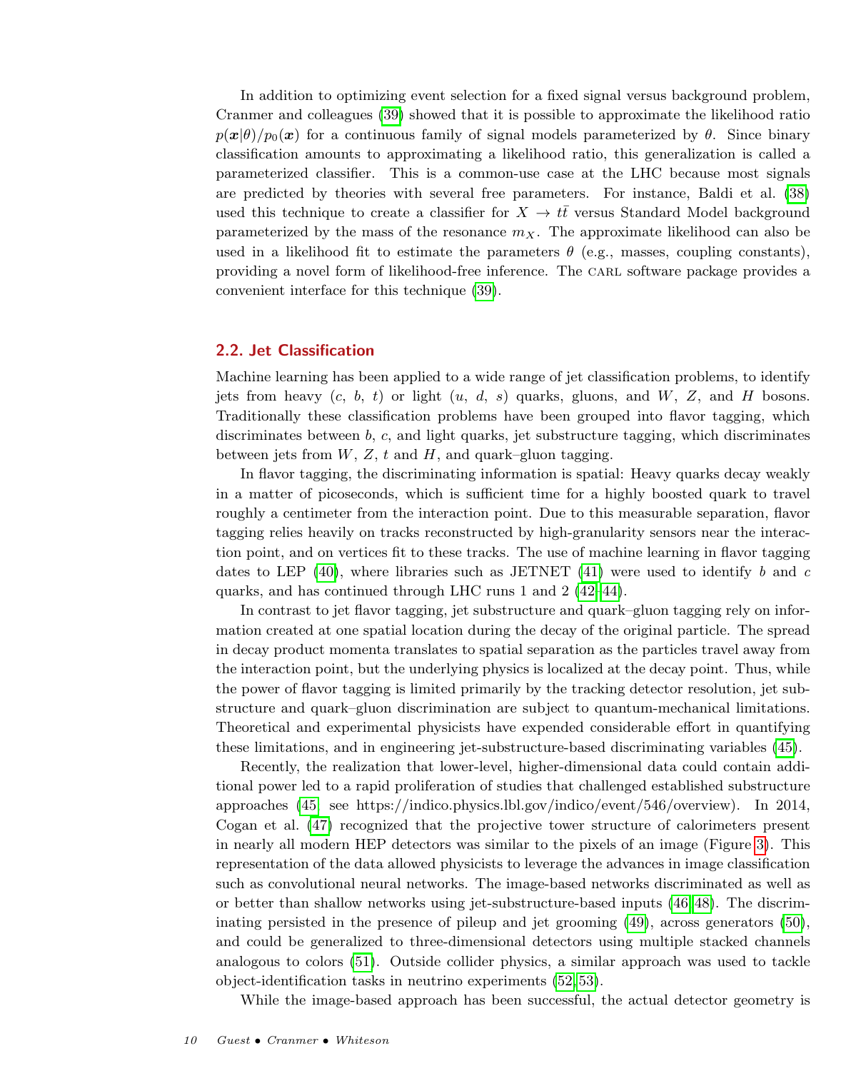In addition to optimizing event selection for a fixed signal versus background problem, Cranmer and colleagues (39) showed that it is possible to approximate the likelihood ratio $p(\boldsymbol{x}|\theta)/p_0(\boldsymbol{x})$ for a continuous family of signal models parameterized by $\theta$. Since binary classification amounts to approximating a likelihood ratio, this generalization is called a parameterized classifier. This is a common-use case at the LHC because most signals are predicted by theories with several free parameters. For instance, Baldi et al. (38) used this technique to create a classifier for $X \to t\bar{t}$ versus Standard Model background parameterized by the mass of the resonance $m_X$. The approximate likelihood can also be used in a likelihood fit to estimate the parameters $\theta$ (e.g., masses, coupling constants), providing a novel form of likelihood-free inference. The CARL software package provides a convenient interface for this technique (39).

## 2.2. Jet Classification

Machine learning has been applied to a wide range of jet classification problems, to identify jets from heavy ($c$, $b$, $t$) or light ($u$, $d$, $s$) quarks, gluons, and $W$, $Z$, and $H$ bosons. Traditionally these classification problems have been grouped into flavor tagging, which discriminates between $b$, $c$, and light quarks, jet substructure tagging, which discriminates between jets from $W$, $Z$, $t$ and $H$, and quark–gluon tagging.

In flavor tagging, the discriminating information is spatial: Heavy quarks decay weakly in a matter of picoseconds, which is sufficient time for a highly boosted quark to travel roughly a centimeter from the interaction point. Due to this measurable separation, flavor tagging relies heavily on tracks reconstructed by high-granularity sensors near the interaction point, and on vertices fit to these tracks. The use of machine learning in flavor tagging dates to LEP (40), where libraries such as JETNET (41) were used to identify $b$ and $c$ quarks, and has continued through LHC runs 1 and 2 (42–44).

In contrast to jet flavor tagging, jet substructure and quark–gluon tagging rely on information created at one spatial location during the decay of the original particle. The spread in decay product momenta translates to spatial separation as the particles travel away from the interaction point, but the underlying physics is localized at the decay point. Thus, while the power of flavor tagging is limited primarily by the tracking detector resolution, jet substructure and quark–gluon discrimination are subject to quantum-mechanical limitations. Theoretical and experimental physicists have expended considerable effort in quantifying these limitations, and in engineering jet-substructure-based discriminating variables (45).

Recently, the realization that lower-level, higher-dimensional data could contain additional power led to a rapid proliferation of studies that challenged established substructure approaches (45; see https://indico.physics.lbl.gov/indico/event/546/overview). In 2014, Cogan et al. (47) recognized that the projective tower structure of calorimeters present in nearly all modern HEP detectors was similar to the pixels of an image (Figure 3). This representation of the data allowed physicists to leverage the advances in image classification such as convolutional neural networks. The image-based networks discriminated as well as or better than shallow networks using jet-substructure-based inputs (46, 48). The discriminating persisted in the presence of pileup and jet grooming (49), across generators (50), and could be generalized to three-dimensional detectors using multiple stacked channels analogous to colors (51). Outside collider physics, a similar approach was used to tackle object-identification tasks in neutrino experiments (52, 53).

While the image-based approach has been successful, the actual detector geometry is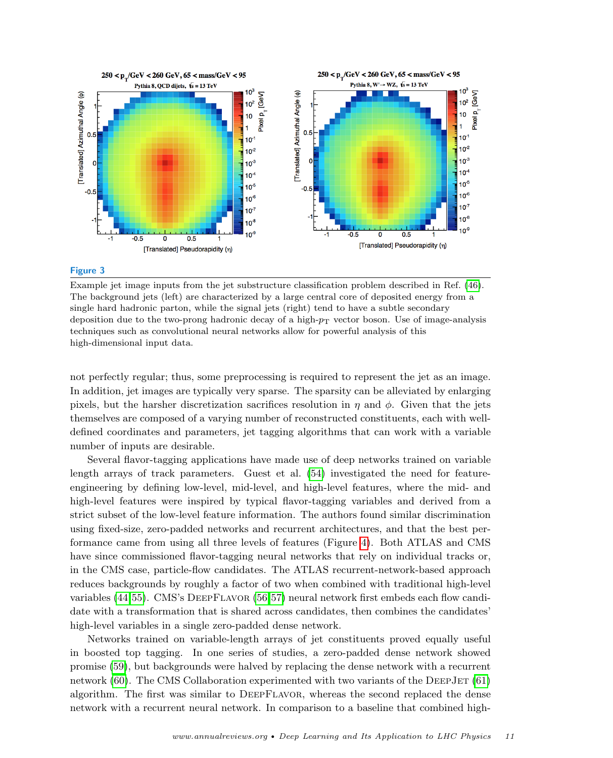**Figure 3**

Example jet image inputs from the jet substructure classification problem described in Ref. (46). The background jets (left) are characterized by a large central core of deposited energy from a single hard hadronic parton, while the signal jets (right) tend to have a subtle secondary deposition due to the two-prong hadronic decay of a high-$p_T$ vector boson. Use of image-analysis techniques such as convolutional neural networks allow for powerful analysis of this high-dimensional input data.

not perfectly regular; thus, some preprocessing is required to represent the jet as an image. In addition, jet images are typically very sparse. The sparsity can be alleviated by enlarging pixels, but the harsher discretization sacrifices resolution in $\eta$ and $\phi$. Given that the jets themselves are composed of a varying number of reconstructed constituents, each with well-defined coordinates and parameters, jet tagging algorithms that can work with a variable number of inputs are desirable.

Several flavor-tagging applications have made use of deep networks trained on variable length arrays of track parameters. Guest et al. (54) investigated the need for feature-engineering by defining low-level, mid-level, and high-level features, where the mid- and high-level features were inspired by typical flavor-tagging variables and derived from a strict subset of the low-level feature information. The authors found similar discrimination using fixed-size, zero-padded networks and recurrent architectures, and that the best performance came from using all three levels of features (Figure 4). Both ATLAS and CMS have since commissioned flavor-tagging neural networks that rely on individual tracks or, in the CMS case, particle-flow candidates. The ATLAS recurrent-network-based approach reduces backgrounds by roughly a factor of two when combined with traditional high-level variables (44,55). CMS's DeepFlavor (56,57) neural network first embeds each flow candidate with a transformation that is shared across candidates, then combines the candidates' high-level variables in a single zero-padded dense network.

Networks trained on variable-length arrays of jet constituents proved equally useful in boosted top tagging. In one series of studies, a zero-padded dense network showed promise (59), but backgrounds were halved by replacing the dense network with a recurrent network (60). The CMS Collaboration experimented with two variants of the DeepJet (61) algorithm. The first was similar to DeepFlavor, whereas the second replaced the dense network with a recurrent neural network. In comparison to a baseline that combined high-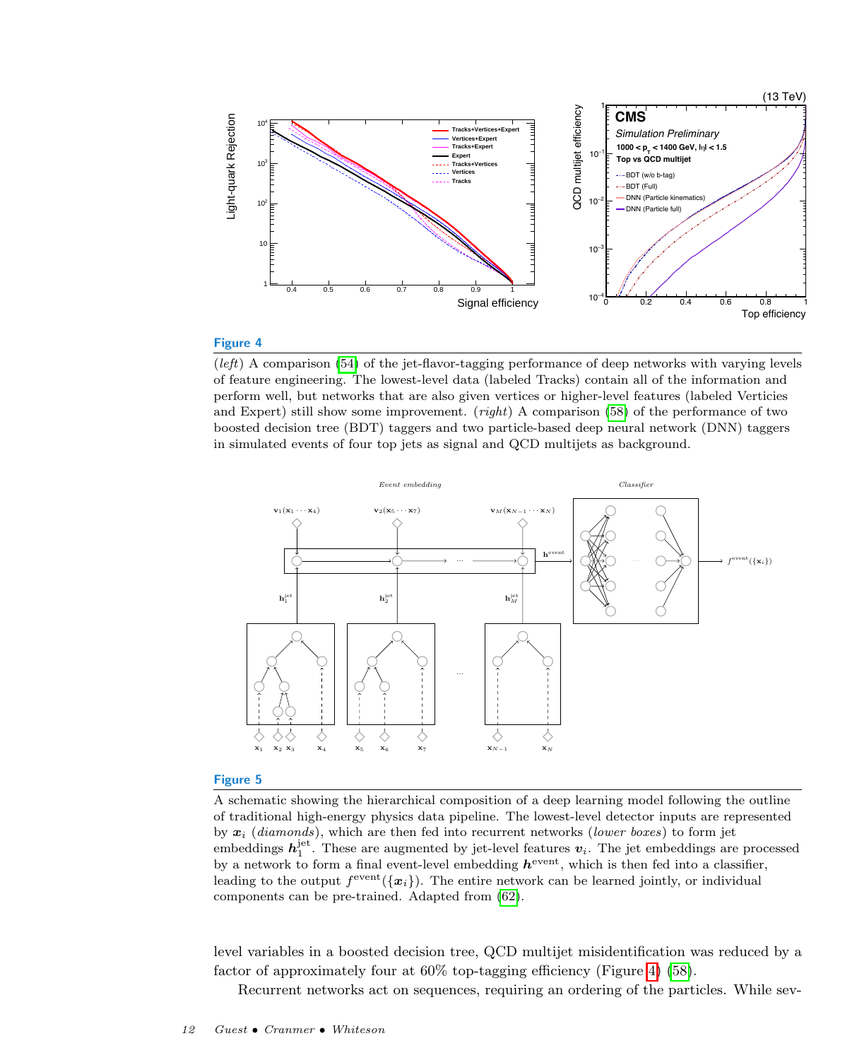**Figure 4**

(*left*) A comparison (54) of the jet-flavor-tagging performance of deep networks with varying levels of feature engineering. The lowest-level data (labeled Tracks) contain all of the information and perform well, but networks that are also given vertices or higher-level features (labeled Verticies and Expert) still show some improvement. (*right*) A comparison (58) of the performance of two boosted decision tree (BDT) taggers and two particle-based deep neural network (DNN) taggers in simulated events of four top jets as signal and QCD multijets as background.

**Figure 5**

A schematic showing the hierarchical composition of a deep learning model following the outline of traditional high-energy physics data pipeline. The lowest-level detector inputs are represented by $\boldsymbol{x}_i$ (*diamonds*), which are then fed into recurrent networks (*lower boxes*) to form jet embeddings $\boldsymbol{h}_1^{\text{jet}}$. These are augmented by jet-level features $\boldsymbol{v}_i$. The jet embeddings are processed by a network to form a final event-level embedding $\boldsymbol{h}^{\text{event}}$, which is then fed into a classifier, leading to the output $f^{\text{event}}(\{\boldsymbol{x}_i\})$. The entire network can be learned jointly, or individual components can be pre-trained. Adapted from (62).

level variables in a boosted decision tree, QCD multijet misidentification was reduced by a factor of approximately four at 60% top-tagging efficiency (Figure 4) (58).

Recurrent networks act on sequences, requiring an ordering of the particles. While sev-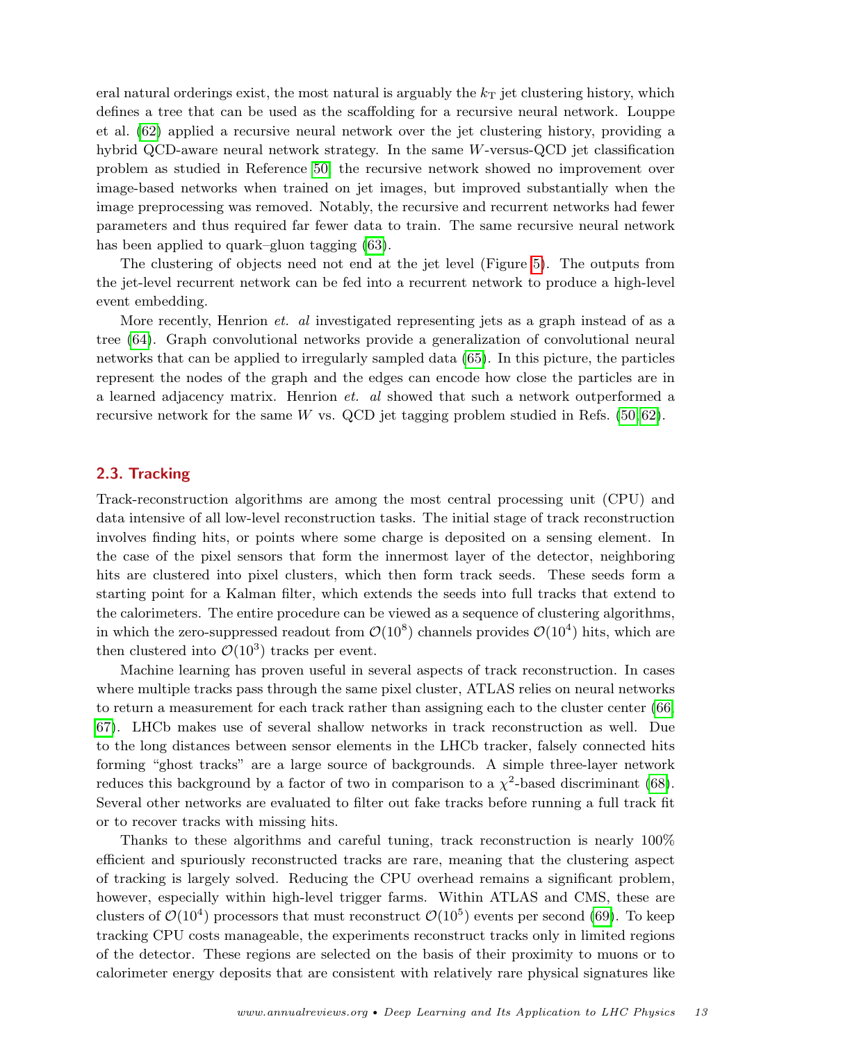eral natural orderings exist, the most natural is arguably the $k_{\mathrm{T}}$ jet clustering history, which defines a tree that can be used as the scaffolding for a recursive neural network. Louppe et al. (62) applied a recursive neural network over the jet clustering history, providing a hybrid QCD-aware neural network strategy. In the same $W$-versus-QCD jet classification problem as studied in Reference 50 the recursive network showed no improvement over image-based networks when trained on jet images, but improved substantially when the image preprocessing was removed. Notably, the recursive and recurrent networks had fewer parameters and thus required far fewer data to train. The same recursive neural network has been applied to quark–gluon tagging (63).

The clustering of objects need not end at the jet level (Figure 5). The outputs from the jet-level recurrent network can be fed into a recurrent network to produce a high-level event embedding.

More recently, Henrion *et. al* investigated representing jets as a graph instead of as a tree (64). Graph convolutional networks provide a generalization of convolutional neural networks that can be applied to irregularly sampled data (65). In this picture, the particles represent the nodes of the graph and the edges can encode how close the particles are in a learned adjacency matrix. Henrion *et. al* showed that such a network outperformed a recursive network for the same $W$ vs. QCD jet tagging problem studied in Refs. (50, 62).

## 2.3. Tracking

Track-reconstruction algorithms are among the most central processing unit (CPU) and data intensive of all low-level reconstruction tasks. The initial stage of track reconstruction involves finding hits, or points where some charge is deposited on a sensing element. In the case of the pixel sensors that form the innermost layer of the detector, neighboring hits are clustered into pixel clusters, which then form track seeds. These seeds form a starting point for a Kalman filter, which extends the seeds into full tracks that extend to the calorimeters. The entire procedure can be viewed as a sequence of clustering algorithms, in which the zero-suppressed readout from $\mathcal{O}(10^8)$ channels provides $\mathcal{O}(10^4)$ hits, which are then clustered into $\mathcal{O}(10^3)$ tracks per event.

Machine learning has proven useful in several aspects of track reconstruction. In cases where multiple tracks pass through the same pixel cluster, ATLAS relies on neural networks to return a measurement for each track rather than assigning each to the cluster center (66, 67). LHCb makes use of several shallow networks in track reconstruction as well. Due to the long distances between sensor elements in the LHCb tracker, falsely connected hits forming "ghost tracks" are a large source of backgrounds. A simple three-layer network reduces this background by a factor of two in comparison to a $\chi^2$-based discriminant (68). Several other networks are evaluated to filter out fake tracks before running a full track fit or to recover tracks with missing hits.

Thanks to these algorithms and careful tuning, track reconstruction is nearly 100% efficient and spuriously reconstructed tracks are rare, meaning that the clustering aspect of tracking is largely solved. Reducing the CPU overhead remains a significant problem, however, especially within high-level trigger farms. Within ATLAS and CMS, these are clusters of $\mathcal{O}(10^4)$ processors that must reconstruct $\mathcal{O}(10^5)$ events per second (69). To keep tracking CPU costs manageable, the experiments reconstruct tracks only in limited regions of the detector. These regions are selected on the basis of their proximity to muons or to calorimeter energy deposits that are consistent with relatively rare physical signatures like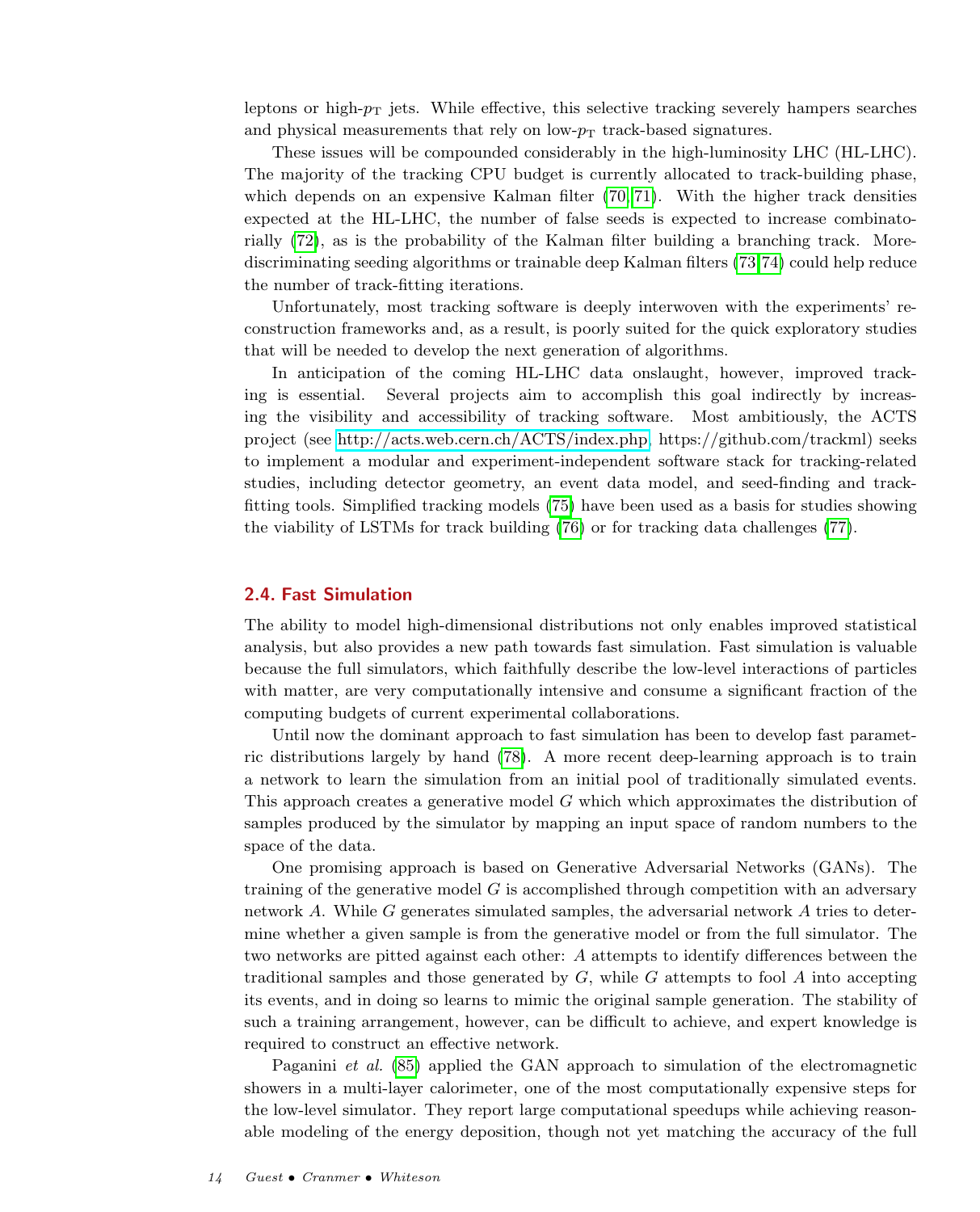leptons or high-$p_{\mathrm{T}}$ jets. While effective, this selective tracking severely hampers searches and physical measurements that rely on low-$p_{\mathrm{T}}$ track-based signatures.

These issues will be compounded considerably in the high-luminosity LHC (HL-LHC). The majority of the tracking CPU budget is currently allocated to track-building phase, which depends on an expensive Kalman filter (70, 71). With the higher track densities expected at the HL-LHC, the number of false seeds is expected to increase combinatorially (72), as is the probability of the Kalman filter building a branching track. More-discriminating seeding algorithms or trainable deep Kalman filters (73, 74) could help reduce the number of track-fitting iterations.

Unfortunately, most tracking software is deeply interwoven with the experiments' reconstruction frameworks and, as a result, is poorly suited for the quick exploratory studies that will be needed to develop the next generation of algorithms.

In anticipation of the coming HL-LHC data onslaught, however, improved tracking is essential. Several projects aim to accomplish this goal indirectly by increasing the visibility and accessibility of tracking software. Most ambitiously, the ACTS project (see http://acts.web.cern.ch/ACTS/index.php, https://github.com/trackml) seeks to implement a modular and experiment-independent software stack for tracking-related studies, including detector geometry, an event data model, and seed-finding and track-fitting tools. Simplified tracking models (75) have been used as a basis for studies showing the viability of LSTMs for track building (76) or for tracking data challenges (77).

## 2.4. Fast Simulation

The ability to model high-dimensional distributions not only enables improved statistical analysis, but also provides a new path towards fast simulation. Fast simulation is valuable because the full simulators, which faithfully describe the low-level interactions of particles with matter, are very computationally intensive and consume a significant fraction of the computing budgets of current experimental collaborations.

Until now the dominant approach to fast simulation has been to develop fast parametric distributions largely by hand (78). A more recent deep-learning approach is to train a network to learn the simulation from an initial pool of traditionally simulated events. This approach creates a generative model $G$ which which approximates the distribution of samples produced by the simulator by mapping an input space of random numbers to the space of the data.

One promising approach is based on Generative Adversarial Networks (GANs). The training of the generative model $G$ is accomplished through competition with an adversary network $A$. While $G$ generates simulated samples, the adversarial network $A$ tries to determine whether a given sample is from the generative model or from the full simulator. The two networks are pitted against each other: $A$ attempts to identify differences between the traditional samples and those generated by $G$, while $G$ attempts to fool $A$ into accepting its events, and in doing so learns to mimic the original sample generation. The stability of such a training arrangement, however, can be difficult to achieve, and expert knowledge is required to construct an effective network.

Paganini *et al.* (85) applied the GAN approach to simulation of the electromagnetic showers in a multi-layer calorimeter, one of the most computationally expensive steps for the low-level simulator. They report large computational speedups while achieving reasonable modeling of the energy deposition, though not yet matching the accuracy of the full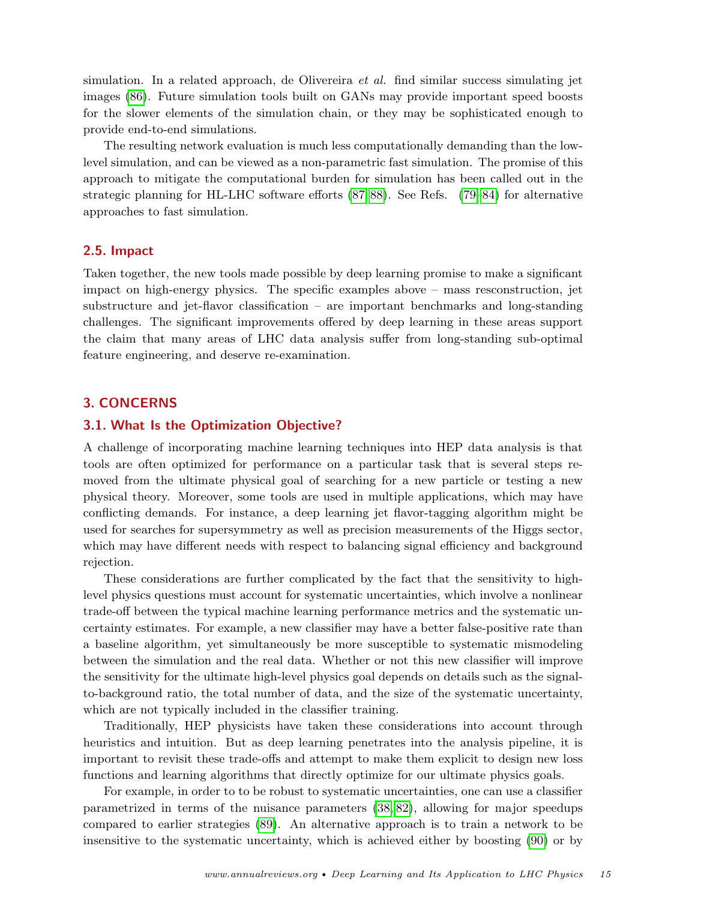simulation. In a related approach, de Olivereira *et al.* find similar success simulating jet images (86). Future simulation tools built on GANs may provide important speed boosts for the slower elements of the simulation chain, or they may be sophisticated enough to provide end-to-end simulations.

The resulting network evaluation is much less computationally demanding than the low-level simulation, and can be viewed as a non-parametric fast simulation. The promise of this approach to mitigate the computational burden for simulation has been called out in the strategic planning for HL-LHC software efforts (87, 88). See Refs. (79–84) for alternative approaches to fast simulation.

## 2.5. Impact

Taken together, the new tools made possible by deep learning promise to make a significant impact on high-energy physics. The specific examples above – mass resconstruction, jet substructure and jet-flavor classification – are important benchmarks and long-standing challenges. The significant improvements offered by deep learning in these areas support the claim that many areas of LHC data analysis suffer from long-standing sub-optimal feature engineering, and deserve re-examination.

# 3. CONCERNS

## 3.1. What Is the Optimization Objective?

A challenge of incorporating machine learning techniques into HEP data analysis is that tools are often optimized for performance on a particular task that is several steps removed from the ultimate physical goal of searching for a new particle or testing a new physical theory. Moreover, some tools are used in multiple applications, which may have conflicting demands. For instance, a deep learning jet flavor-tagging algorithm might be used for searches for supersymmetry as well as precision measurements of the Higgs sector, which may have different needs with respect to balancing signal efficiency and background rejection.

These considerations are further complicated by the fact that the sensitivity to high-level physics questions must account for systematic uncertainties, which involve a nonlinear trade-off between the typical machine learning performance metrics and the systematic uncertainty estimates. For example, a new classifier may have a better false-positive rate than a baseline algorithm, yet simultaneously be more susceptible to systematic mismodeling between the simulation and the real data. Whether or not this new classifier will improve the sensitivity for the ultimate high-level physics goal depends on details such as the signal-to-background ratio, the total number of data, and the size of the systematic uncertainty, which are not typically included in the classifier training.

Traditionally, HEP physicists have taken these considerations into account through heuristics and intuition. But as deep learning penetrates into the analysis pipeline, it is important to revisit these trade-offs and attempt to make them explicit to design new loss functions and learning algorithms that directly optimize for our ultimate physics goals.

For example, in order to to be robust to systematic uncertainties, one can use a classifier parametrized in terms of the nuisance parameters (38, 82), allowing for major speedups compared to earlier strategies (89). An alternative approach is to train a network to be insensitive to the systematic uncertainty, which is achieved either by boosting (90) or by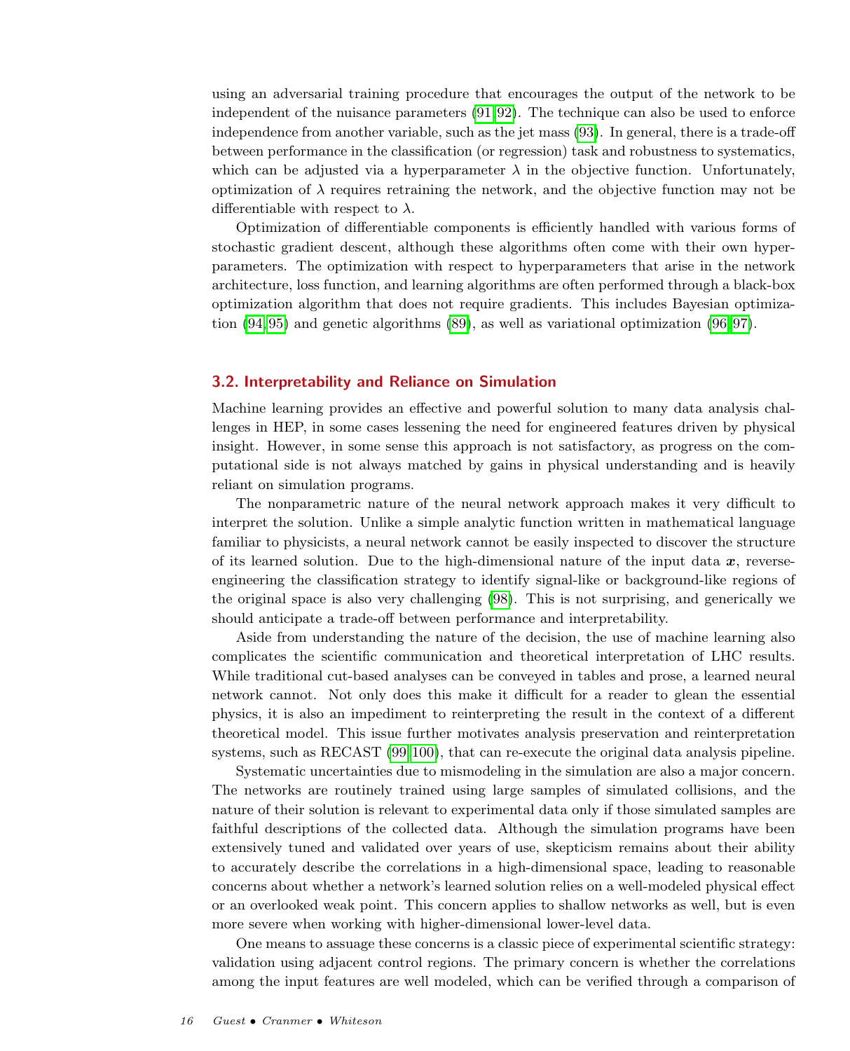using an adversarial training procedure that encourages the output of the network to be independent of the nuisance parameters (91, 92). The technique can also be used to enforce independence from another variable, such as the jet mass (93). In general, there is a trade-off between performance in the classification (or regression) task and robustness to systematics, which can be adjusted via a hyperparameter $\lambda$ in the objective function. Unfortunately, optimization of $\lambda$ requires retraining the network, and the objective function may not be differentiable with respect to $\lambda$.

Optimization of differentiable components is efficiently handled with various forms of stochastic gradient descent, although these algorithms often come with their own hyperparameters. The optimization with respect to hyperparameters that arise in the network architecture, loss function, and learning algorithms are often performed through a black-box optimization algorithm that does not require gradients. This includes Bayesian optimization (94, 95) and genetic algorithms (89), as well as variational optimization (96, 97).

## 3.2. Interpretability and Reliance on Simulation

Machine learning provides an effective and powerful solution to many data analysis challenges in HEP, in some cases lessening the need for engineered features driven by physical insight. However, in some sense this approach is not satisfactory, as progress on the computational side is not always matched by gains in physical understanding and is heavily reliant on simulation programs.

The nonparametric nature of the neural network approach makes it very difficult to interpret the solution. Unlike a simple analytic function written in mathematical language familiar to physicists, a neural network cannot be easily inspected to discover the structure of its learned solution. Due to the high-dimensional nature of the input data $\boldsymbol{x}$, reverse-engineering the classification strategy to identify signal-like or background-like regions of the original space is also very challenging (98). This is not surprising, and generically we should anticipate a trade-off between performance and interpretability.

Aside from understanding the nature of the decision, the use of machine learning also complicates the scientific communication and theoretical interpretation of LHC results. While traditional cut-based analyses can be conveyed in tables and prose, a learned neural network cannot. Not only does this make it difficult for a reader to glean the essential physics, it is also an impediment to reinterpreting the result in the context of a different theoretical model. This issue further motivates analysis preservation and reinterpretation systems, such as RECAST (99, 100), that can re-execute the original data analysis pipeline.

Systematic uncertainties due to mismodeling in the simulation are also a major concern. The networks are routinely trained using large samples of simulated collisions, and the nature of their solution is relevant to experimental data only if those simulated samples are faithful descriptions of the collected data. Although the simulation programs have been extensively tuned and validated over years of use, skepticism remains about their ability to accurately describe the correlations in a high-dimensional space, leading to reasonable concerns about whether a network's learned solution relies on a well-modeled physical effect or an overlooked weak point. This concern applies to shallow networks as well, but is even more severe when working with higher-dimensional lower-level data.

One means to assuage these concerns is a classic piece of experimental scientific strategy: validation using adjacent control regions. The primary concern is whether the correlations among the input features are well modeled, which can be verified through a comparison of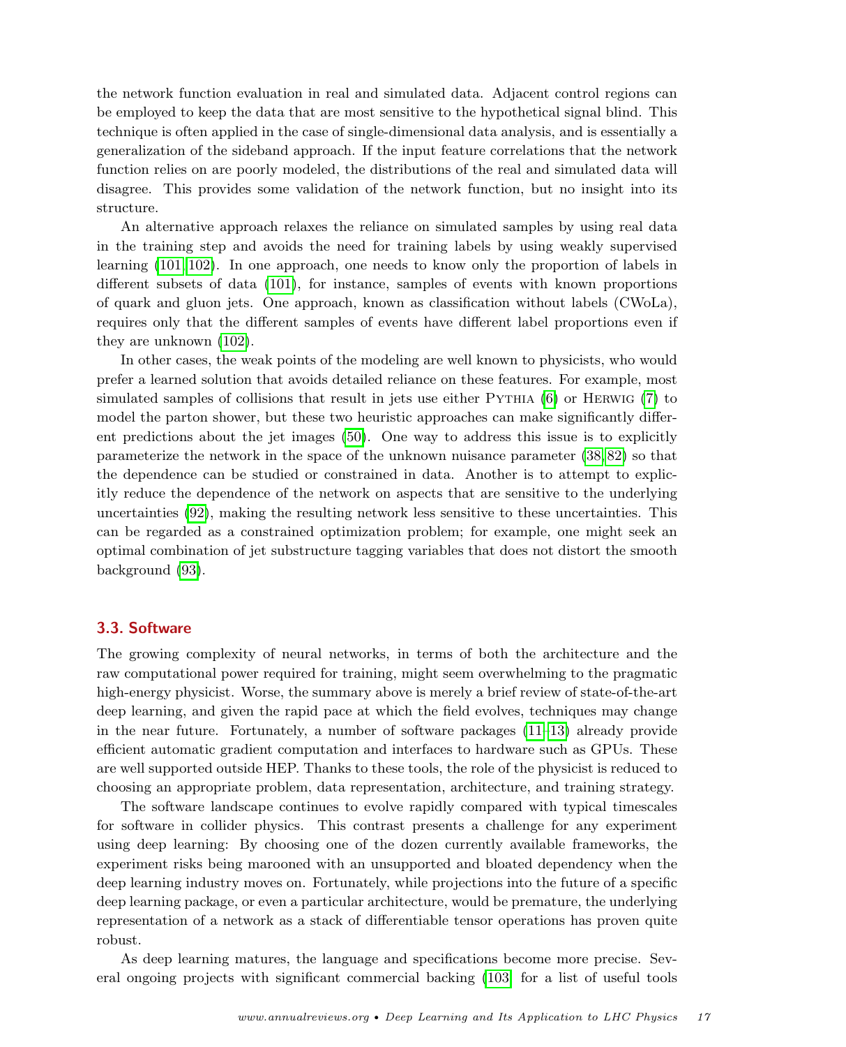the network function evaluation in real and simulated data. Adjacent control regions can be employed to keep the data that are most sensitive to the hypothetical signal blind. This technique is often applied in the case of single-dimensional data analysis, and is essentially a generalization of the sideband approach. If the input feature correlations that the network function relies on are poorly modeled, the distributions of the real and simulated data will disagree. This provides some validation of the network function, but no insight into its structure.

An alternative approach relaxes the reliance on simulated samples by using real data in the training step and avoids the need for training labels by using weakly supervised learning (101, 102). In one approach, one needs to know only the proportion of labels in different subsets of data (101), for instance, samples of events with known proportions of quark and gluon jets. One approach, known as classification without labels (CWoLa), requires only that the different samples of events have different label proportions even if they are unknown (102).

In other cases, the weak points of the modeling are well known to physicists, who would prefer a learned solution that avoids detailed reliance on these features. For example, most simulated samples of collisions that result in jets use either Pythia (6) or Herwig (7) to model the parton shower, but these two heuristic approaches can make significantly different predictions about the jet images (50). One way to address this issue is to explicitly parameterize the network in the space of the unknown nuisance parameter (38, 82) so that the dependence can be studied or constrained in data. Another is to attempt to explicitly reduce the dependence of the network on aspects that are sensitive to the underlying uncertainties (92), making the resulting network less sensitive to these uncertainties. This can be regarded as a constrained optimization problem; for example, one might seek an optimal combination of jet substructure tagging variables that does not distort the smooth background (93).

### 3.3. Software

The growing complexity of neural networks, in terms of both the architecture and the raw computational power required for training, might seem overwhelming to the pragmatic high-energy physicist. Worse, the summary above is merely a brief review of state-of-the-art deep learning, and given the rapid pace at which the field evolves, techniques may change in the near future. Fortunately, a number of software packages (11–13) already provide efficient automatic gradient computation and interfaces to hardware such as GPUs. These are well supported outside HEP. Thanks to these tools, the role of the physicist is reduced to choosing an appropriate problem, data representation, architecture, and training strategy.

The software landscape continues to evolve rapidly compared with typical timescales for software in collider physics. This contrast presents a challenge for any experiment using deep learning: By choosing one of the dozen currently available frameworks, the experiment risks being marooned with an unsupported and bloated dependency when the deep learning industry moves on. Fortunately, while projections into the future of a specific deep learning package, or even a particular architecture, would be premature, the underlying representation of a network as a stack of differentiable tensor operations has proven quite robust.

As deep learning matures, the language and specifications become more precise. Several ongoing projects with significant commercial backing (103; for a list of useful tools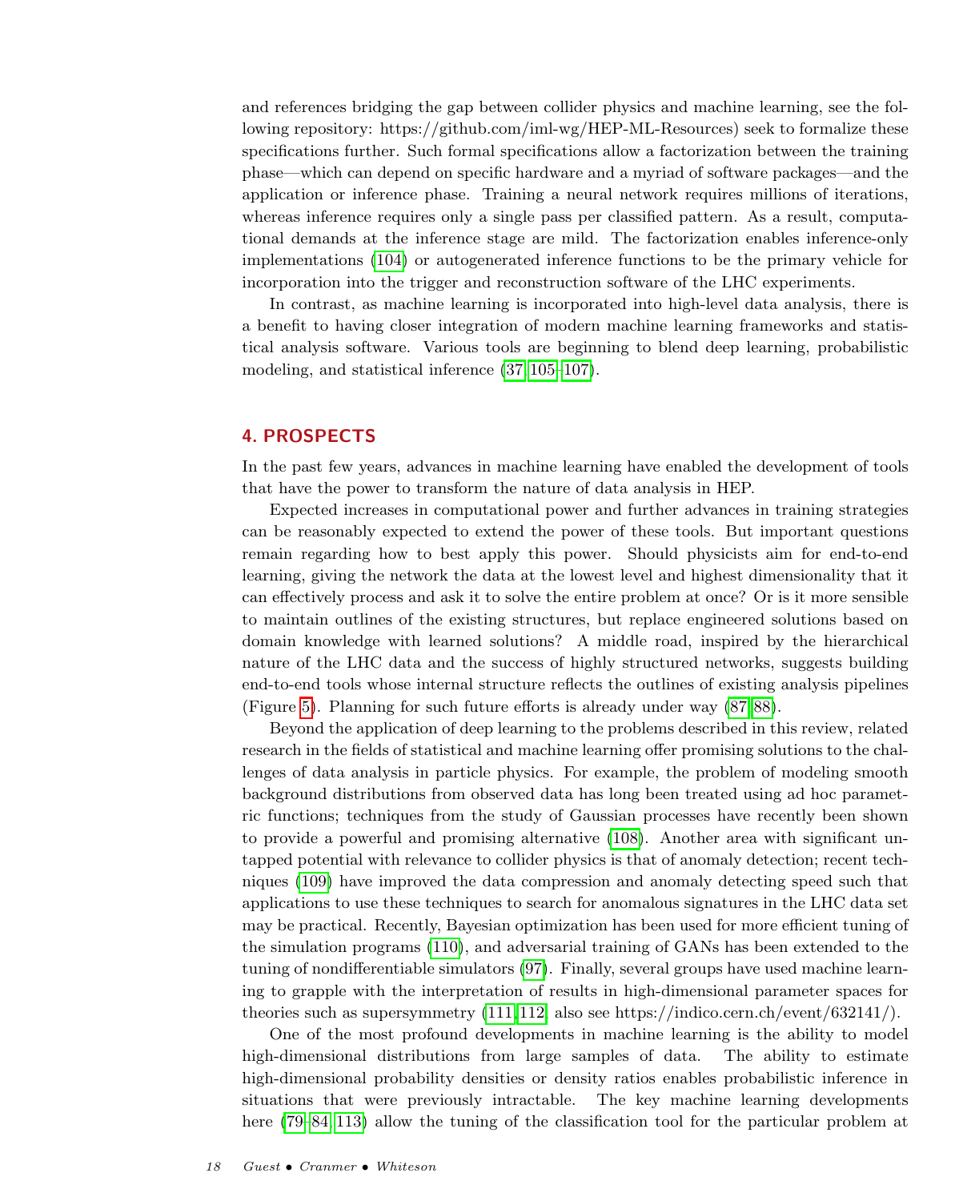and references bridging the gap between collider physics and machine learning, see the following repository: https://github.com/iml-wg/HEP-ML-Resources) seek to formalize these specifications further. Such formal specifications allow a factorization between the training phase—which can depend on specific hardware and a myriad of software packages—and the application or inference phase. Training a neural network requires millions of iterations, whereas inference requires only a single pass per classified pattern. As a result, computational demands at the inference stage are mild. The factorization enables inference-only implementations (104) or autogenerated inference functions to be the primary vehicle for incorporation into the trigger and reconstruction software of the LHC experiments.

In contrast, as machine learning is incorporated into high-level data analysis, there is a benefit to having closer integration of modern machine learning frameworks and statistical analysis software. Various tools are beginning to blend deep learning, probabilistic modeling, and statistical inference (37, 105–107).

## 4. PROSPECTS

In the past few years, advances in machine learning have enabled the development of tools that have the power to transform the nature of data analysis in HEP.

Expected increases in computational power and further advances in training strategies can be reasonably expected to extend the power of these tools. But important questions remain regarding how to best apply this power. Should physicists aim for end-to-end learning, giving the network the data at the lowest level and highest dimensionality that it can effectively process and ask it to solve the entire problem at once? Or is it more sensible to maintain outlines of the existing structures, but replace engineered solutions based on domain knowledge with learned solutions? A middle road, inspired by the hierarchical nature of the LHC data and the success of highly structured networks, suggests building end-to-end tools whose internal structure reflects the outlines of existing analysis pipelines (Figure 5). Planning for such future efforts is already under way (87, 88).

Beyond the application of deep learning to the problems described in this review, related research in the fields of statistical and machine learning offer promising solutions to the challenges of data analysis in particle physics. For example, the problem of modeling smooth background distributions from observed data has long been treated using ad hoc parametric functions; techniques from the study of Gaussian processes have recently been shown to provide a powerful and promising alternative (108). Another area with significant untapped potential with relevance to collider physics is that of anomaly detection; recent techniques (109) have improved the data compression and anomaly detecting speed such that applications to use these techniques to search for anomalous signatures in the LHC data set may be practical. Recently, Bayesian optimization has been used for more efficient tuning of the simulation programs (110), and adversarial training of GANs has been extended to the tuning of nondifferentiable simulators (97). Finally, several groups have used machine learning to grapple with the interpretation of results in high-dimensional parameter spaces for theories such as supersymmetry (111, 112; also see https://indico.cern.ch/event/632141/).

One of the most profound developments in machine learning is the ability to model high-dimensional distributions from large samples of data. The ability to estimate high-dimensional probability densities or density ratios enables probabilistic inference in situations that were previously intractable. The key machine learning developments here (79–84, 113) allow the tuning of the classification tool for the particular problem at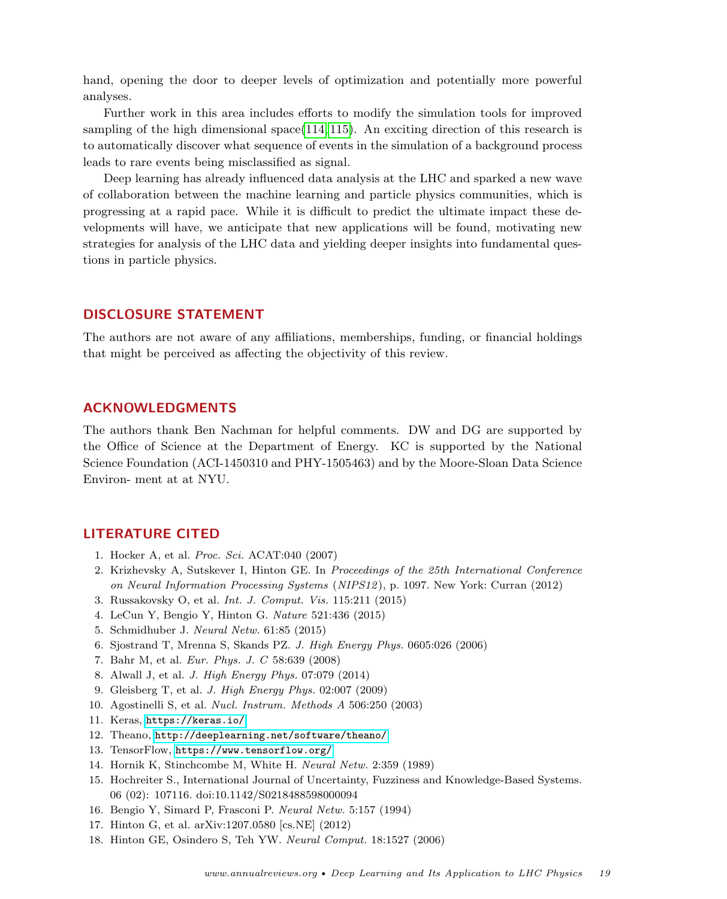hand, opening the door to deeper levels of optimization and potentially more powerful analyses.

Further work in this area includes efforts to modify the simulation tools for improved sampling of the high dimensional space(114, 115). An exciting direction of this research is to automatically discover what sequence of events in the simulation of a background process leads to rare events being misclassified as signal.

Deep learning has already influenced data analysis at the LHC and sparked a new wave of collaboration between the machine learning and particle physics communities, which is progressing at a rapid pace. While it is difficult to predict the ultimate impact these developments will have, we anticipate that new applications will be found, motivating new strategies for analysis of the LHC data and yielding deeper insights into fundamental questions in particle physics.

## DISCLOSURE STATEMENT

The authors are not aware of any affiliations, memberships, funding, or financial holdings that might be perceived as affecting the objectivity of this review.

## ACKNOWLEDGMENTS

The authors thank Ben Nachman for helpful comments. DW and DG are supported by the Office of Science at the Department of Energy. KC is supported by the National Science Foundation (ACI-1450310 and PHY-1505463) and by the Moore-Sloan Data Science Environ- ment at at NYU.

## LITERATURE CITED

1. Hocker A, et al. *Proc. Sci.* ACAT:040 (2007)
2. Krizhevsky A, Sutskever I, Hinton GE. In *Proceedings of the 25th International Conference on Neural Information Processing Systems (NIPS12)*, p. 1097. New York: Curran (2012)
3. Russakovsky O, et al. *Int. J. Comput. Vis.* 115:211 (2015)
4. LeCun Y, Bengio Y, Hinton G. *Nature* 521:436 (2015)
5. Schmidhuber J. *Neural Netw.* 61:85 (2015)
6. Sjostrand T, Mrenna S, Skands PZ. *J. High Energy Phys.* 0605:026 (2006)
7. Bahr M, et al. *Eur. Phys. J. C* 58:639 (2008)
8. Alwall J, et al. *J. High Energy Phys.* 07:079 (2014)
9. Gleisberg T, et al. *J. High Energy Phys.* 02:007 (2009)
10. Agostinelli S, et al. *Nucl. Instrum. Methods A* 506:250 (2003)
11. Keras, https://keras.io/
12. Theano, http://deeplearning.net/software/theano/
13. TensorFlow, https://www.tensorflow.org/
14. Hornik K, Stinchcombe M, White H. *Neural Netw.* 2:359 (1989)
15. Hochreiter S., International Journal of Uncertainty, Fuzziness and Knowledge-Based Systems. 06 (02): 107116. doi:10.1142/S0218488598000094
16. Bengio Y, Simard P, Frasconi P. *Neural Netw.* 5:157 (1994)
17. Hinton G, et al. arXiv:1207.0580 [cs.NE] (2012)
18. Hinton GE, Osindero S, Teh YW. *Neural Comput.* 18:1527 (2006)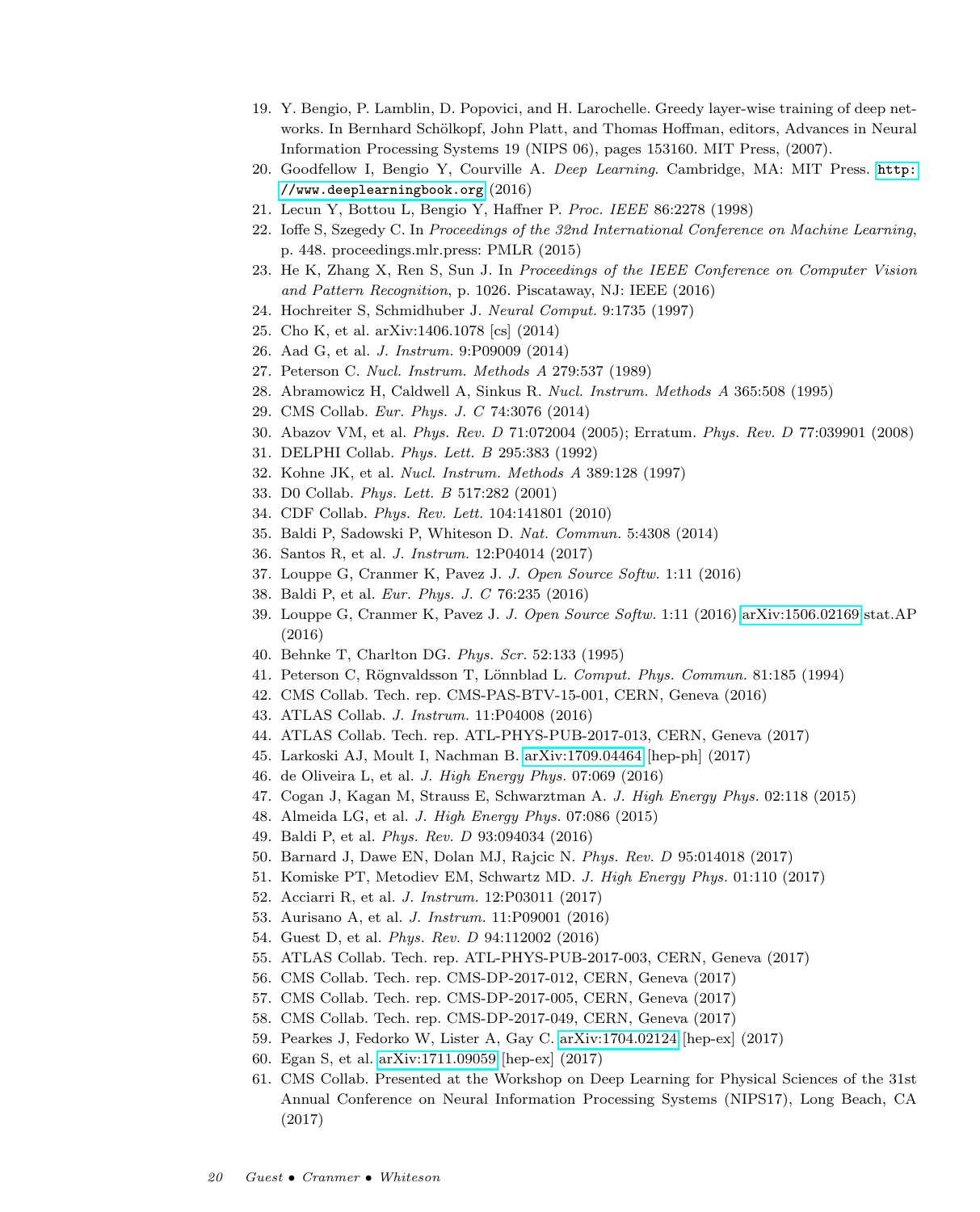19. Y. Bengio, P. Lamblin, D. Popovici, and H. Larochelle. Greedy layer-wise training of deep networks. In Bernhard Schölkopf, John Platt, and Thomas Hoffman, editors, Advances in Neural Information Processing Systems 19 (NIPS 06), pages 153160. MIT Press, (2007).
20. Goodfellow I, Bengio Y, Courville A. *Deep Learning*. Cambridge, MA: MIT Press. `http://www.deeplearningbook.org` (2016)
21. Lecun Y, Bottou L, Bengio Y, Haffner P. *Proc. IEEE* 86:2278 (1998)
22. Ioffe S, Szegedy C. In *Proceedings of the 32nd International Conference on Machine Learning*, p. 448. proceedings.mlr.press: PMLR (2015)
23. He K, Zhang X, Ren S, Sun J. In *Proceedings of the IEEE Conference on Computer Vision and Pattern Recognition*, p. 1026. Piscataway, NJ: IEEE (2016)
24. Hochreiter S, Schmidhuber J. *Neural Comput.* 9:1735 (1997)
25. Cho K, et al. arXiv:1406.1078 [cs] (2014)
26. Aad G, et al. *J. Instrum.* 9:P09009 (2014)
27. Peterson C. *Nucl. Instrum. Methods A* 279:537 (1989)
28. Abramowicz H, Caldwell A, Sinkus R. *Nucl. Instrum. Methods A* 365:508 (1995)
29. CMS Collab. *Eur. Phys. J. C* 74:3076 (2014)
30. Abazov VM, et al. *Phys. Rev. D* 71:072004 (2005); Erratum. *Phys. Rev. D* 77:039901 (2008)
31. DELPHI Collab. *Phys. Lett. B* 295:383 (1992)
32. Kohne JK, et al. *Nucl. Instrum. Methods A* 389:128 (1997)
33. D0 Collab. *Phys. Lett. B* 517:282 (2001)
34. CDF Collab. *Phys. Rev. Lett.* 104:141801 (2010)
35. Baldi P, Sadowski P, Whiteson D. *Nat. Commun.* 5:4308 (2014)
36. Santos R, et al. *J. Instrum.* 12:P04014 (2017)
37. Louppe G, Cranmer K, Pavez J. *J. Open Source Softw.* 1:11 (2016)
38. Baldi P, et al. *Eur. Phys. J. C* 76:235 (2016)
39. Louppe G, Cranmer K, Pavez J. *J. Open Source Softw.* 1:11 (2016) arXiv:1506.02169 stat.AP (2016)
40. Behnke T, Charlton DG. *Phys. Scr.* 52:133 (1995)
41. Peterson C, Rögnvaldsson T, Lönnblad L. *Comput. Phys. Commun.* 81:185 (1994)
42. CMS Collab. Tech. rep. CMS-PAS-BTV-15-001, CERN, Geneva (2016)
43. ATLAS Collab. *J. Instrum.* 11:P04008 (2016)
44. ATLAS Collab. Tech. rep. ATL-PHYS-PUB-2017-013, CERN, Geneva (2017)
45. Larkoski AJ, Moult I, Nachman B. arXiv:1709.04464 [hep-ph] (2017)
46. de Oliveira L, et al. *J. High Energy Phys.* 07:069 (2016)
47. Cogan J, Kagan M, Strauss E, Schwarztman A. *J. High Energy Phys.* 02:118 (2015)
48. Almeida LG, et al. *J. High Energy Phys.* 07:086 (2015)
49. Baldi P, et al. *Phys. Rev. D* 93:094034 (2016)
50. Barnard J, Dawe EN, Dolan MJ, Rajcic N. *Phys. Rev. D* 95:014018 (2017)
51. Komiske PT, Metodiev EM, Schwartz MD. *J. High Energy Phys.* 01:110 (2017)
52. Acciarri R, et al. *J. Instrum.* 12:P03011 (2017)
53. Aurisano A, et al. *J. Instrum.* 11:P09001 (2016)
54. Guest D, et al. *Phys. Rev. D* 94:112002 (2016)
55. ATLAS Collab. Tech. rep. ATL-PHYS-PUB-2017-003, CERN, Geneva (2017)
56. CMS Collab. Tech. rep. CMS-DP-2017-012, CERN, Geneva (2017)
57. CMS Collab. Tech. rep. CMS-DP-2017-005, CERN, Geneva (2017)
58. CMS Collab. Tech. rep. CMS-DP-2017-049, CERN, Geneva (2017)
59. Pearkes J, Fedorko W, Lister A, Gay C. arXiv:1704.02124 [hep-ex] (2017)
60. Egan S, et al. arXiv:1711.09059 [hep-ex] (2017)
61. CMS Collab. Presented at the Workshop on Deep Learning for Physical Sciences of the 31st Annual Conference on Neural Information Processing Systems (NIPS17), Long Beach, CA (2017)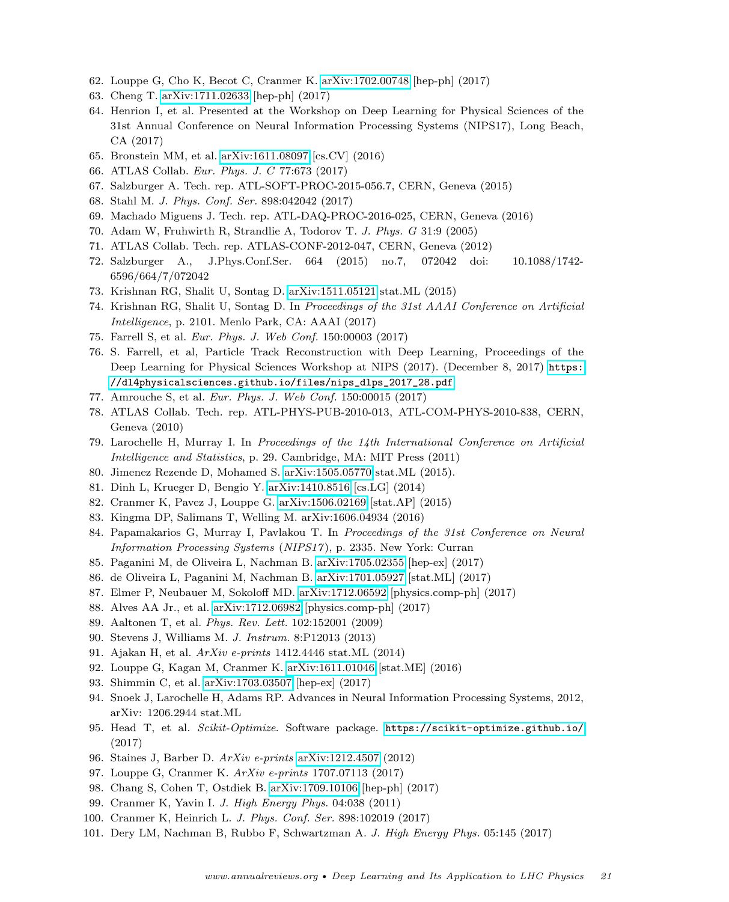62. Louppe G, Cho K, Becot C, Cranmer K. arXiv:1702.00748 [hep-ph] (2017)
63. Cheng T. arXiv:1711.02633 [hep-ph] (2017)
64. Henrion I, et al. Presented at the Workshop on Deep Learning for Physical Sciences of the 31st Annual Conference on Neural Information Processing Systems (NIPS17), Long Beach, CA (2017)
65. Bronstein MM, et al. arXiv:1611.08097 [cs.CV] (2016)
66. ATLAS Collab. *Eur. Phys. J. C* 77:673 (2017)
67. Salzburger A. Tech. rep. ATL-SOFT-PROC-2015-056.7, CERN, Geneva (2015)
68. Stahl M. *J. Phys. Conf. Ser.* 898:042042 (2017)
69. Machado Miguens J. Tech. rep. ATL-DAQ-PROC-2016-025, CERN, Geneva (2016)
70. Adam W, Fruhwirth R, Strandlie A, Todorov T. *J. Phys. G* 31:9 (2005)
71. ATLAS Collab. Tech. rep. ATLAS-CONF-2012-047, CERN, Geneva (2012)
72. Salzburger A., J.Phys.Conf.Ser. 664 (2015) no.7, 072042 doi: 10.1088/1742-6596/664/7/072042
73. Krishnan RG, Shalit U, Sontag D. arXiv:1511.05121 stat.ML (2015)
74. Krishnan RG, Shalit U, Sontag D. In *Proceedings of the 31st AAAI Conference on Artificial Intelligence*, p. 2101. Menlo Park, CA: AAAI (2017)
75. Farrell S, et al. *Eur. Phys. J. Web Conf.* 150:00003 (2017)
76. S. Farrell, et al, Particle Track Reconstruction with Deep Learning, Proceedings of the Deep Learning for Physical Sciences Workshop at NIPS (2017). (December 8, 2017) `https://dl4physicalsciences.github.io/files/nips_dlps_2017_28.pdf`
77. Amrouche S, et al. *Eur. Phys. J. Web Conf.* 150:00015 (2017)
78. ATLAS Collab. Tech. rep. ATL-PHYS-PUB-2010-013, ATL-COM-PHYS-2010-838, CERN, Geneva (2010)
79. Larochelle H, Murray I. In *Proceedings of the 14th International Conference on Artificial Intelligence and Statistics*, p. 29. Cambridge, MA: MIT Press (2011)
80. Jimenez Rezende D, Mohamed S. arXiv:1505.05770 stat.ML (2015).
81. Dinh L, Krueger D, Bengio Y. arXiv:1410.8516 [cs.LG] (2014)
82. Cranmer K, Pavez J, Louppe G. arXiv:1506.02169 [stat.AP] (2015)
83. Kingma DP, Salimans T, Welling M. arXiv:1606.04934 (2016)
84. Papamakarios G, Murray I, Pavlakou T. In *Proceedings of the 31st Conference on Neural Information Processing Systems* (*NIPS17*), p. 2335. New York: Curran
85. Paganini M, de Oliveira L, Nachman B. arXiv:1705.02355 [hep-ex] (2017)
86. de Oliveira L, Paganini M, Nachman B. arXiv:1701.05927 [stat.ML] (2017)
87. Elmer P, Neubauer M, Sokoloff MD. arXiv:1712.06592 [physics.comp-ph] (2017)
88. Alves AA Jr., et al. arXiv:1712.06982 [physics.comp-ph] (2017)
89. Aaltonen T, et al. *Phys. Rev. Lett.* 102:152001 (2009)
90. Stevens J, Williams M. *J. Instrum.* 8:P12013 (2013)
91. Ajakan H, et al. *ArXiv e-prints* 1412.4446 stat.ML (2014)
92. Louppe G, Kagan M, Cranmer K. arXiv:1611.01046 [stat.ME] (2016)
93. Shimmin C, et al. arXiv:1703.03507 [hep-ex] (2017)
94. Snoek J, Larochelle H, Adams RP. Advances in Neural Information Processing Systems, 2012, arXiv: 1206.2944 stat.ML
95. Head T, et al. *Scikit-Optimize*. Software package. `https://scikit-optimize.github.io/` (2017)
96. Staines J, Barber D. *ArXiv e-prints* arXiv:1212.4507 (2012)
97. Louppe G, Cranmer K. *ArXiv e-prints* 1707.07113 (2017)
98. Chang S, Cohen T, Ostdiek B. arXiv:1709.10106 [hep-ph] (2017)
99. Cranmer K, Yavin I. *J. High Energy Phys.* 04:038 (2011)
100. Cranmer K, Heinrich L. *J. Phys. Conf. Ser.* 898:102019 (2017)
101. Dery LM, Nachman B, Rubbo F, Schwartzman A. *J. High Energy Phys.* 05:145 (2017)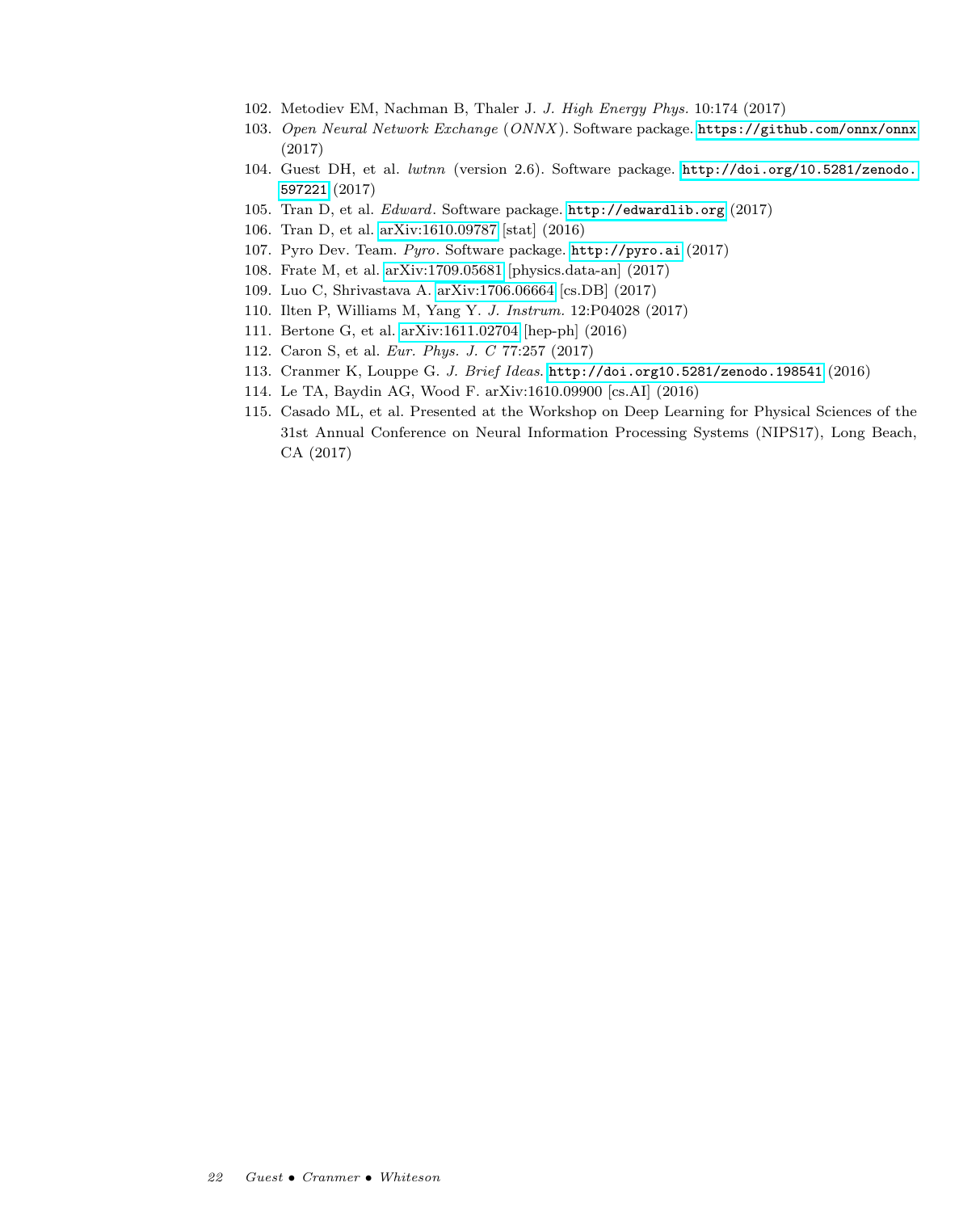102. Metodiev EM, Nachman B, Thaler J. *J. High Energy Phys.* 10:174 (2017)
103. *Open Neural Network Exchange (ONNX)*. Software package. https://github.com/onnx/onnx (2017)
104. Guest DH, et al. *lwtnn* (version 2.6). Software package. http://doi.org/10.5281/zenodo.597221 (2017)
105. Tran D, et al. *Edward*. Software package. http://edwardlib.org (2017)
106. Tran D, et al. arXiv:1610.09787 [stat] (2016)
107. Pyro Dev. Team. *Pyro*. Software package. http://pyro.ai (2017)
108. Frate M, et al. arXiv:1709.05681 [physics.data-an] (2017)
109. Luo C, Shrivastava A. arXiv:1706.06664 [cs.DB] (2017)
110. Ilten P, Williams M, Yang Y. *J. Instrum.* 12:P04028 (2017)
111. Bertone G, et al. arXiv:1611.02704 [hep-ph] (2016)
112. Caron S, et al. *Eur. Phys. J. C* 77:257 (2017)
113. Cranmer K, Louppe G. *J. Brief Ideas.* http://doi.org10.5281/zenodo.198541 (2016)
114. Le TA, Baydin AG, Wood F. arXiv:1610.09900 [cs.AI] (2016)
115. Casado ML, et al. Presented at the Workshop on Deep Learning for Physical Sciences of the 31st Annual Conference on Neural Information Processing Systems (NIPS17), Long Beach, CA (2017)